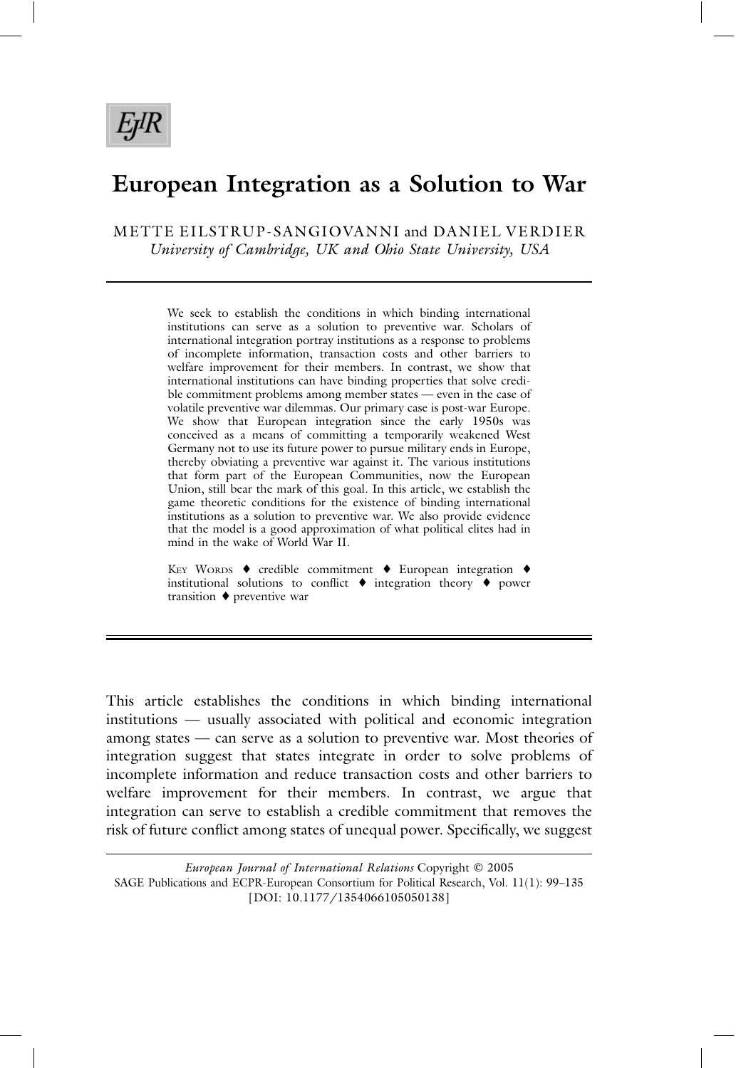# European Integration as a Solution to War

METTE EILSTRUP-SANGIOVANNI and DANIEL VERDIER
*University of Cambridge, UK and Ohio State University, USA*

We seek to establish the conditions in which binding international institutions can serve as a solution to preventive war. Scholars of international integration portray institutions as a response to problems of incomplete information, transaction costs and other barriers to welfare improvement for their members. In contrast, we show that international institutions can have binding properties that solve credible commitment problems among member states — even in the case of volatile preventive war dilemmas. Our primary case is post-war Europe. We show that European integration since the early 1950s was conceived as a means of committing a temporarily weakened West Germany not to use its future power to pursue military ends in Europe, thereby obviating a preventive war against it. The various institutions that form part of the European Communities, now the European Union, still bear the mark of this goal. In this article, we establish the game theoretic conditions for the existence of binding international institutions as a solution to preventive war. We also provide evidence that the model is a good approximation of what political elites had in mind in the wake of World War II.

KEY WORDS ♦ credible commitment ♦ European integration ♦ institutional solutions to conflict ♦ integration theory ♦ power transition ♦ preventive war

This article establishes the conditions in which binding international institutions — usually associated with political and economic integration among states — can serve as a solution to preventive war. Most theories of integration suggest that states integrate in order to solve problems of incomplete information and reduce transaction costs and other barriers to welfare improvement for their members. In contrast, we argue that integration can serve to establish a credible commitment that removes the risk of future conflict among states of unequal power. Specifically, we suggest

*European Journal of International Relations* Copyright © 2005
SAGE Publications and ECPR-European Consortium for Political Research, Vol. 11(1): 99–135
[DOI: 10.1177/1354066105050138]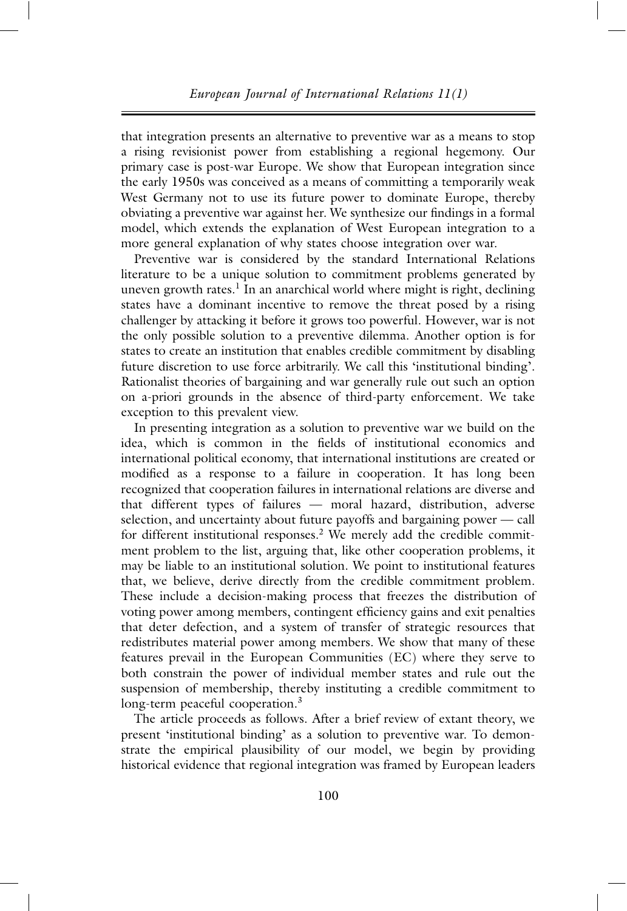that integration presents an alternative to preventive war as a means to stop a rising revisionist power from establishing a regional hegemony. Our primary case is post-war Europe. We show that European integration since the early 1950s was conceived as a means of committing a temporarily weak West Germany not to use its future power to dominate Europe, thereby obviating a preventive war against her. We synthesize our findings in a formal model, which extends the explanation of West European integration to a more general explanation of why states choose integration over war.

Preventive war is considered by the standard International Relations literature to be a unique solution to commitment problems generated by uneven growth rates.[1] In an anarchical world where might is right, declining states have a dominant incentive to remove the threat posed by a rising challenger by attacking it before it grows too powerful. However, war is not the only possible solution to a preventive dilemma. Another option is for states to create an institution that enables credible commitment by disabling future discretion to use force arbitrarily. We call this 'institutional binding'. Rationalist theories of bargaining and war generally rule out such an option on a-priori grounds in the absence of third-party enforcement. We take exception to this prevalent view.

In presenting integration as a solution to preventive war we build on the idea, which is common in the fields of institutional economics and international political economy, that international institutions are created or modified as a response to a failure in cooperation. It has long been recognized that cooperation failures in international relations are diverse and that different types of failures — moral hazard, distribution, adverse selection, and uncertainty about future payoffs and bargaining power — call for different institutional responses.[2] We merely add the credible commitment problem to the list, arguing that, like other cooperation problems, it may be liable to an institutional solution. We point to institutional features that, we believe, derive directly from the credible commitment problem. These include a decision-making process that freezes the distribution of voting power among members, contingent efficiency gains and exit penalties that deter defection, and a system of transfer of strategic resources that redistributes material power among members. We show that many of these features prevail in the European Communities (EC) where they serve to both constrain the power of individual member states and rule out the suspension of membership, thereby instituting a credible commitment to long-term peaceful cooperation.[3]

The article proceeds as follows. After a brief review of extant theory, we present 'institutional binding' as a solution to preventive war. To demonstrate the empirical plausibility of our model, we begin by providing historical evidence that regional integration was framed by European leaders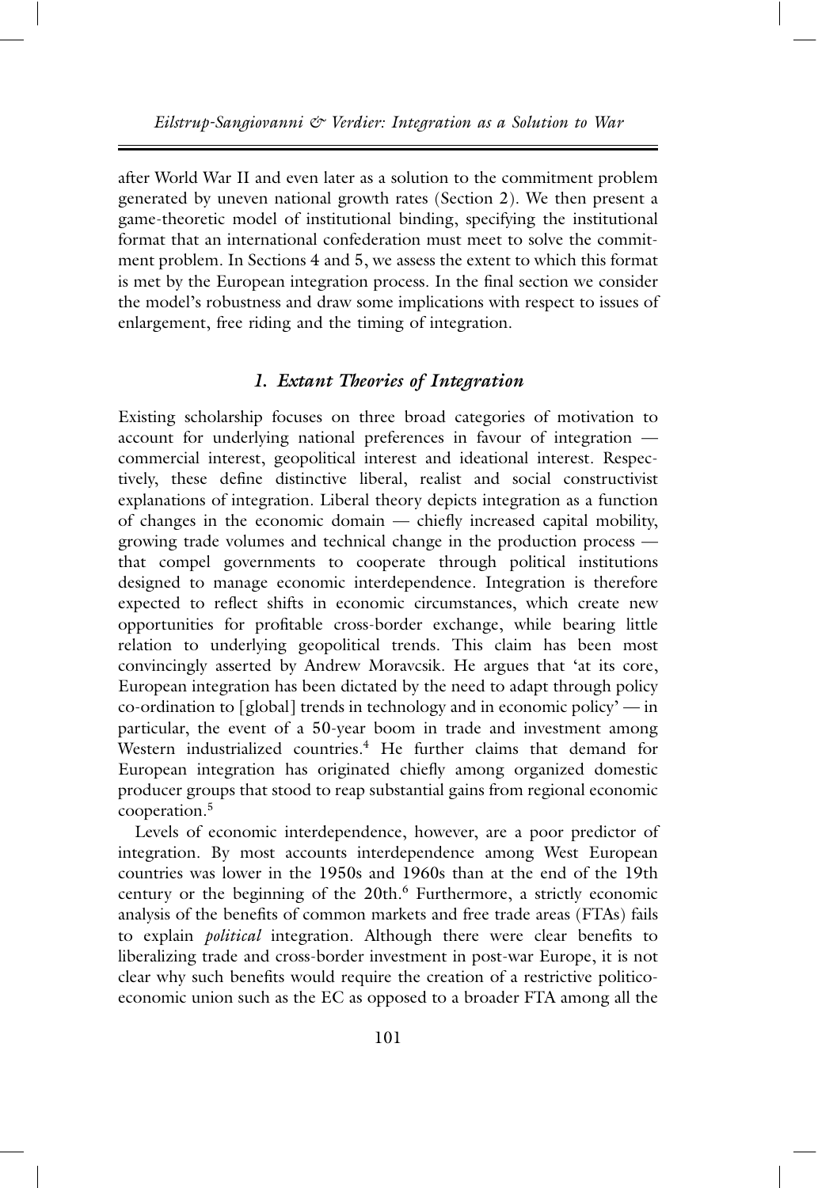after World War II and even later as a solution to the commitment problem generated by uneven national growth rates (Section 2). We then present a game-theoretic model of institutional binding, specifying the institutional format that an international confederation must meet to solve the commitment problem. In Sections 4 and 5, we assess the extent to which this format is met by the European integration process. In the final section we consider the model's robustness and draw some implications with respect to issues of enlargement, free riding and the timing of integration.

## *1. Extant Theories of Integration*

Existing scholarship focuses on three broad categories of motivation to account for underlying national preferences in favour of integration — commercial interest, geopolitical interest and ideational interest. Respectively, these define distinctive liberal, realist and social constructivist explanations of integration. Liberal theory depicts integration as a function of changes in the economic domain — chiefly increased capital mobility, growing trade volumes and technical change in the production process — that compel governments to cooperate through political institutions designed to manage economic interdependence. Integration is therefore expected to reflect shifts in economic circumstances, which create new opportunities for profitable cross-border exchange, while bearing little relation to underlying geopolitical trends. This claim has been most convincingly asserted by Andrew Moravcsik. He argues that 'at its core, European integration has been dictated by the need to adapt through policy co-ordination to [global] trends in technology and in economic policy' — in particular, the event of a 50-year boom in trade and investment among Western industrialized countries.[4] He further claims that demand for European integration has originated chiefly among organized domestic producer groups that stood to reap substantial gains from regional economic cooperation.[5]

Levels of economic interdependence, however, are a poor predictor of integration. By most accounts interdependence among West European countries was lower in the 1950s and 1960s than at the end of the 19th century or the beginning of the 20th.[6] Furthermore, a strictly economic analysis of the benefits of common markets and free trade areas (FTAs) fails to explain *political* integration. Although there were clear benefits to liberalizing trade and cross-border investment in post-war Europe, it is not clear why such benefits would require the creation of a restrictive politico-economic union such as the EC as opposed to a broader FTA among all the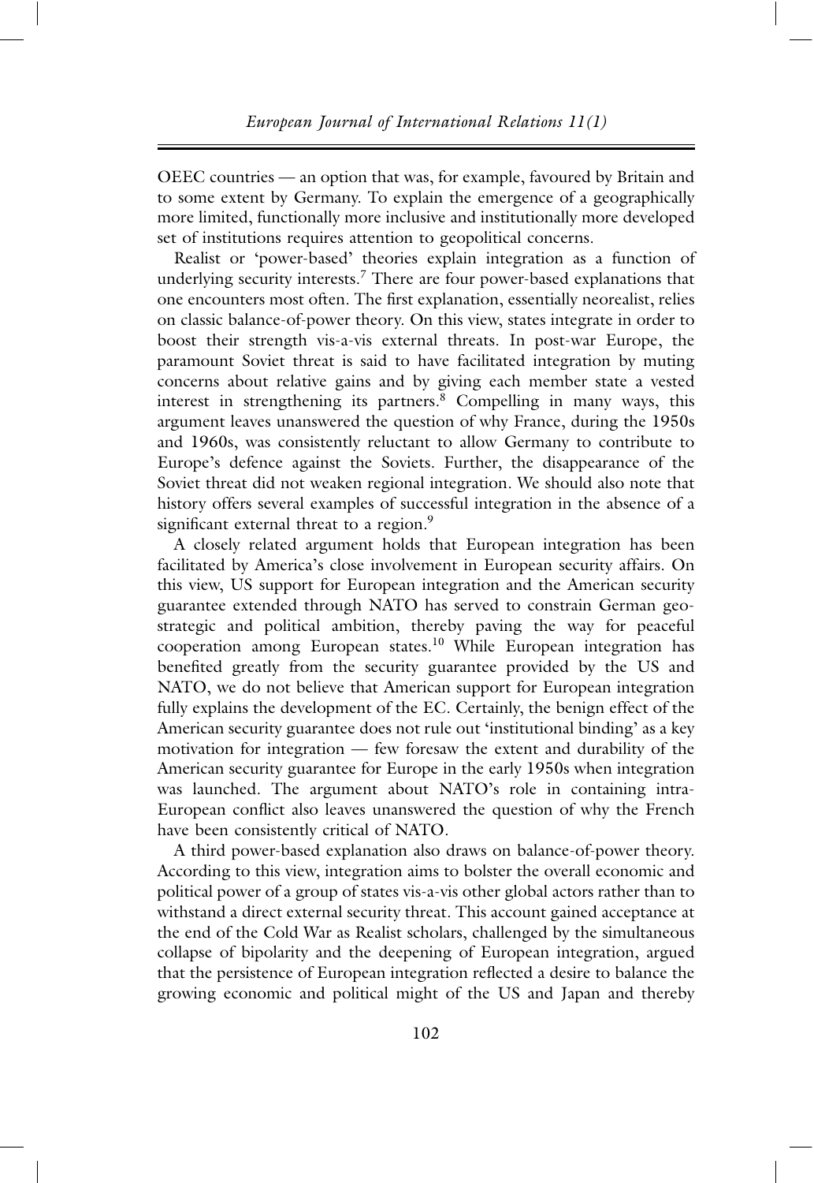OEEC countries — an option that was, for example, favoured by Britain and to some extent by Germany. To explain the emergence of a geographically more limited, functionally more inclusive and institutionally more developed set of institutions requires attention to geopolitical concerns.

Realist or 'power-based' theories explain integration as a function of underlying security interests.[7] There are four power-based explanations that one encounters most often. The first explanation, essentially neorealist, relies on classic balance-of-power theory. On this view, states integrate in order to boost their strength vis-a-vis external threats. In post-war Europe, the paramount Soviet threat is said to have facilitated integration by muting concerns about relative gains and by giving each member state a vested interest in strengthening its partners.[8] Compelling in many ways, this argument leaves unanswered the question of why France, during the 1950s and 1960s, was consistently reluctant to allow Germany to contribute to Europe's defence against the Soviets. Further, the disappearance of the Soviet threat did not weaken regional integration. We should also note that history offers several examples of successful integration in the absence of a significant external threat to a region.[9]

A closely related argument holds that European integration has been facilitated by America's close involvement in European security affairs. On this view, US support for European integration and the American security guarantee extended through NATO has served to constrain German geostrategic and political ambition, thereby paving the way for peaceful cooperation among European states.[10] While European integration has benefited greatly from the security guarantee provided by the US and NATO, we do not believe that American support for European integration fully explains the development of the EC. Certainly, the benign effect of the American security guarantee does not rule out 'institutional binding' as a key motivation for integration — few foresaw the extent and durability of the American security guarantee for Europe in the early 1950s when integration was launched. The argument about NATO's role in containing intra-European conflict also leaves unanswered the question of why the French have been consistently critical of NATO.

A third power-based explanation also draws on balance-of-power theory. According to this view, integration aims to bolster the overall economic and political power of a group of states vis-a-vis other global actors rather than to withstand a direct external security threat. This account gained acceptance at the end of the Cold War as Realist scholars, challenged by the simultaneous collapse of bipolarity and the deepening of European integration, argued that the persistence of European integration reflected a desire to balance the growing economic and political might of the US and Japan and thereby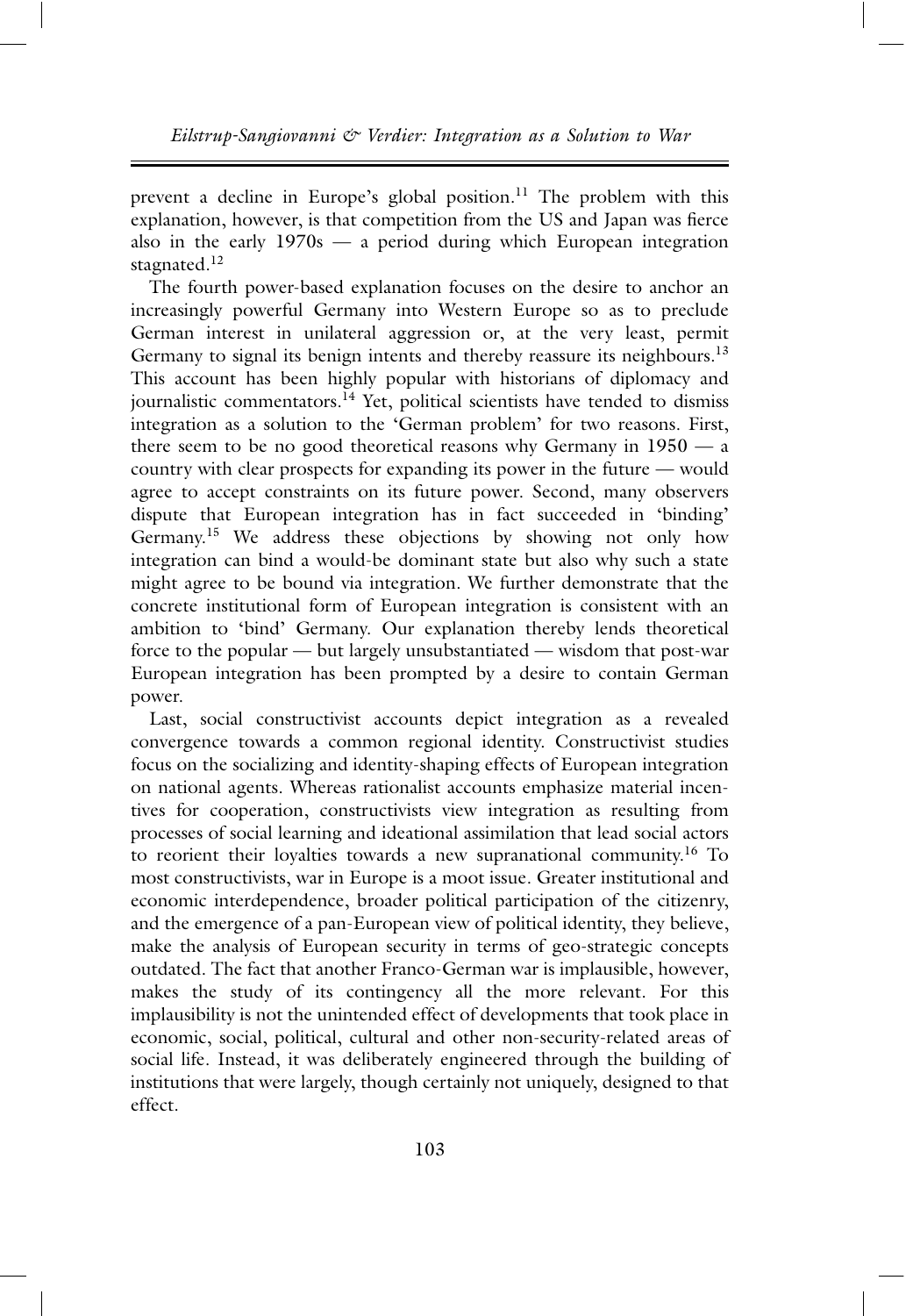prevent a decline in Europe's global position.[11] The problem with this explanation, however, is that competition from the US and Japan was fierce also in the early 1970s — a period during which European integration stagnated.[12]

The fourth power-based explanation focuses on the desire to anchor an increasingly powerful Germany into Western Europe so as to preclude German interest in unilateral aggression or, at the very least, permit Germany to signal its benign intents and thereby reassure its neighbours.[13] This account has been highly popular with historians of diplomacy and journalistic commentators.[14] Yet, political scientists have tended to dismiss integration as a solution to the 'German problem' for two reasons. First, there seem to be no good theoretical reasons why Germany in 1950 — a country with clear prospects for expanding its power in the future — would agree to accept constraints on its future power. Second, many observers dispute that European integration has in fact succeeded in 'binding' Germany.[15] We address these objections by showing not only how integration can bind a would-be dominant state but also why such a state might agree to be bound via integration. We further demonstrate that the concrete institutional form of European integration is consistent with an ambition to 'bind' Germany. Our explanation thereby lends theoretical force to the popular — but largely unsubstantiated — wisdom that post-war European integration has been prompted by a desire to contain German power.

Last, social constructivist accounts depict integration as a revealed convergence towards a common regional identity. Constructivist studies focus on the socializing and identity-shaping effects of European integration on national agents. Whereas rationalist accounts emphasize material incentives for cooperation, constructivists view integration as resulting from processes of social learning and ideational assimilation that lead social actors to reorient their loyalties towards a new supranational community.[16] To most constructivists, war in Europe is a moot issue. Greater institutional and economic interdependence, broader political participation of the citizenry, and the emergence of a pan-European view of political identity, they believe, make the analysis of European security in terms of geo-strategic concepts outdated. The fact that another Franco-German war is implausible, however, makes the study of its contingency all the more relevant. For this implausibility is not the unintended effect of developments that took place in economic, social, political, cultural and other non-security-related areas of social life. Instead, it was deliberately engineered through the building of institutions that were largely, though certainly not uniquely, designed to that effect.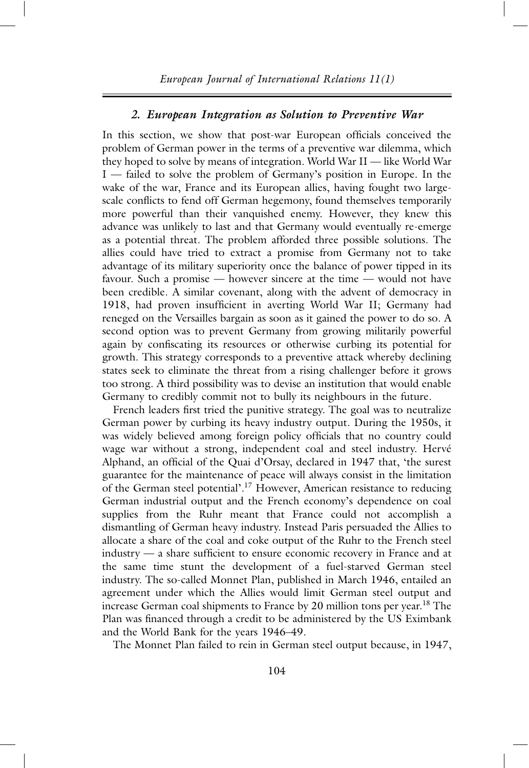## 2. *European Integration as Solution to Preventive War*

In this section, we show that post-war European officials conceived the problem of German power in the terms of a preventive war dilemma, which they hoped to solve by means of integration. World War II — like World War I — failed to solve the problem of Germany's position in Europe. In the wake of the war, France and its European allies, having fought two large-scale conflicts to fend off German hegemony, found themselves temporarily more powerful than their vanquished enemy. However, they knew this advance was unlikely to last and that Germany would eventually re-emerge as a potential threat. The problem afforded three possible solutions. The allies could have tried to extract a promise from Germany not to take advantage of its military superiority once the balance of power tipped in its favour. Such a promise — however sincere at the time — would not have been credible. A similar covenant, along with the advent of democracy in 1918, had proven insufficient in averting World War II; Germany had reneged on the Versailles bargain as soon as it gained the power to do so. A second option was to prevent Germany from growing militarily powerful again by confiscating its resources or otherwise curbing its potential for growth. This strategy corresponds to a preventive attack whereby declining states seek to eliminate the threat from a rising challenger before it grows too strong. A third possibility was to devise an institution that would enable Germany to credibly commit not to bully its neighbours in the future.

French leaders first tried the punitive strategy. The goal was to neutralize German power by curbing its heavy industry output. During the 1950s, it was widely believed among foreign policy officials that no country could wage war without a strong, independent coal and steel industry. Hervé Alphand, an official of the Quai d'Orsay, declared in 1947 that, 'the surest guarantee for the maintenance of peace will always consist in the limitation of the German steel potential'.[17] However, American resistance to reducing German industrial output and the French economy's dependence on coal supplies from the Ruhr meant that France could not accomplish a dismantling of German heavy industry. Instead Paris persuaded the Allies to allocate a share of the coal and coke output of the Ruhr to the French steel industry — a share sufficient to ensure economic recovery in France and at the same time stunt the development of a fuel-starved German steel industry. The so-called Monnet Plan, published in March 1946, entailed an agreement under which the Allies would limit German steel output and increase German coal shipments to France by 20 million tons per year.[18] The Plan was financed through a credit to be administered by the US Eximbank and the World Bank for the years 1946–49.

The Monnet Plan failed to rein in German steel output because, in 1947,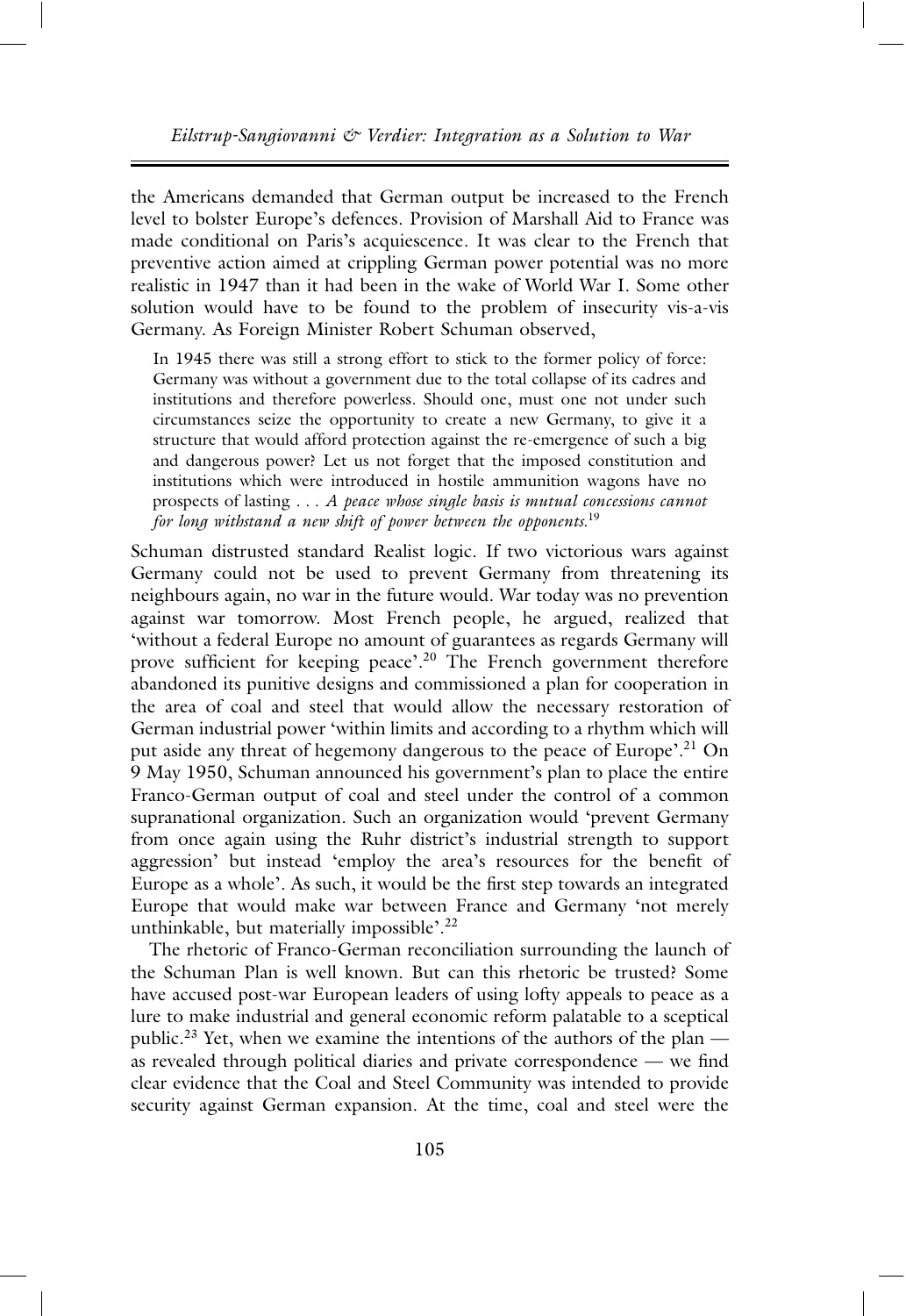the Americans demanded that German output be increased to the French level to bolster Europe's defences. Provision of Marshall Aid to France was made conditional on Paris's acquiescence. It was clear to the French that preventive action aimed at crippling German power potential was no more realistic in 1947 than it had been in the wake of World War I. Some other solution would have to be found to the problem of insecurity vis-a-vis Germany. As Foreign Minister Robert Schuman observed,

> In 1945 there was still a strong effort to stick to the former policy of force: Germany was without a government due to the total collapse of its cadres and institutions and therefore powerless. Should one, must one not under such circumstances seize the opportunity to create a new Germany, to give it a structure that would afford protection against the re-emergence of such a big and dangerous power? Let us not forget that the imposed constitution and institutions which were introduced in hostile ammunition wagons have no prospects of lasting . . . *A peace whose single basis is mutual concessions cannot for long withstand a new shift of power between the opponents.*[19]

Schuman distrusted standard Realist logic. If two victorious wars against Germany could not be used to prevent Germany from threatening its neighbours again, no war in the future would. War today was no prevention against war tomorrow. Most French people, he argued, realized that 'without a federal Europe no amount of guarantees as regards Germany will prove sufficient for keeping peace'.[20] The French government therefore abandoned its punitive designs and commissioned a plan for cooperation in the area of coal and steel that would allow the necessary restoration of German industrial power 'within limits and according to a rhythm which will put aside any threat of hegemony dangerous to the peace of Europe'.[21] On 9 May 1950, Schuman announced his government's plan to place the entire Franco-German output of coal and steel under the control of a common supranational organization. Such an organization would 'prevent Germany from once again using the Ruhr district's industrial strength to support aggression' but instead 'employ the area's resources for the benefit of Europe as a whole'. As such, it would be the first step towards an integrated Europe that would make war between France and Germany 'not merely unthinkable, but materially impossible'.[22]

The rhetoric of Franco-German reconciliation surrounding the launch of the Schuman Plan is well known. But can this rhetoric be trusted? Some have accused post-war European leaders of using lofty appeals to peace as a lure to make industrial and general economic reform palatable to a sceptical public.[23] Yet, when we examine the intentions of the authors of the plan — as revealed through political diaries and private correspondence — we find clear evidence that the Coal and Steel Community was intended to provide security against German expansion. At the time, coal and steel were the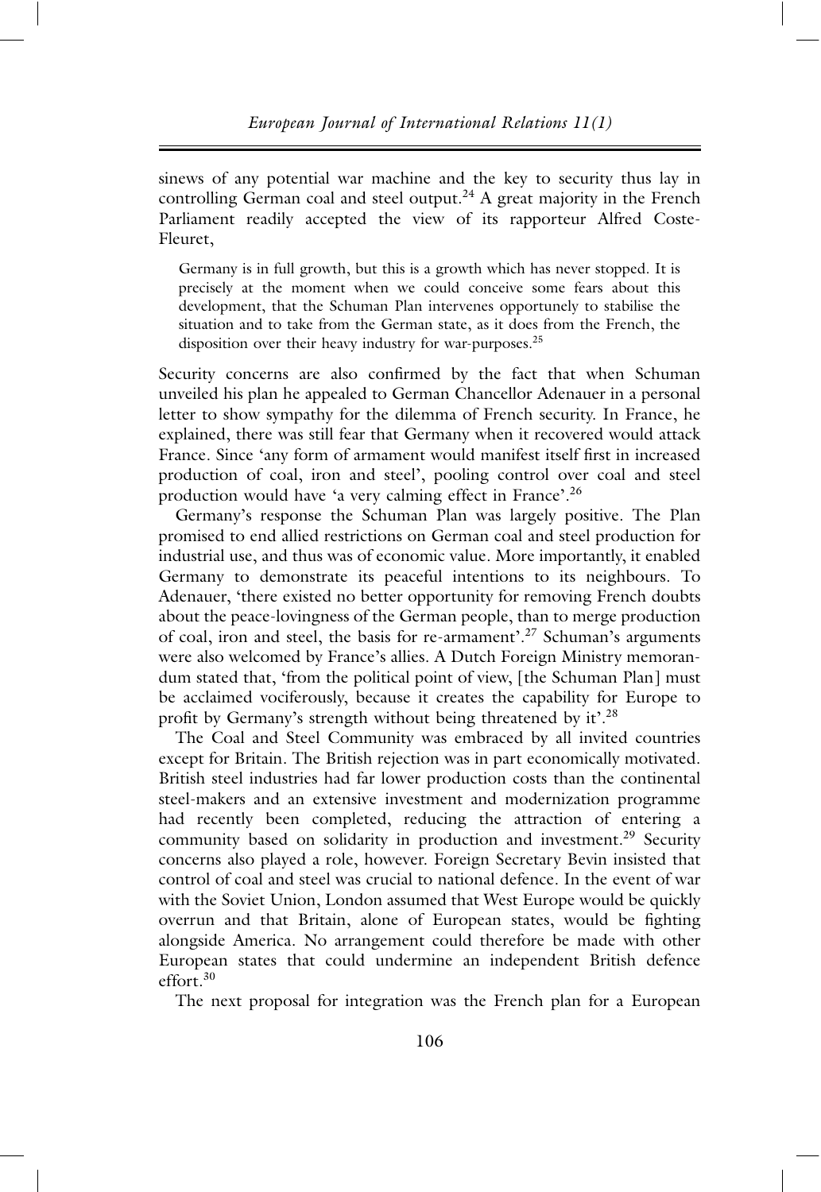sinews of any potential war machine and the key to security thus lay in controlling German coal and steel output.[24] A great majority in the French Parliament readily accepted the view of its rapporteur Alfred Coste-Fleuret,

> Germany is in full growth, but this is a growth which has never stopped. It is precisely at the moment when we could conceive some fears about this development, that the Schuman Plan intervenes opportunely to stabilise the situation and to take from the German state, as it does from the French, the disposition over their heavy industry for war-purposes.[25]

Security concerns are also confirmed by the fact that when Schuman unveiled his plan he appealed to German Chancellor Adenauer in a personal letter to show sympathy for the dilemma of French security. In France, he explained, there was still fear that Germany when it recovered would attack France. Since 'any form of armament would manifest itself first in increased production of coal, iron and steel', pooling control over coal and steel production would have 'a very calming effect in France'.[26]

Germany's response the Schuman Plan was largely positive. The Plan promised to end allied restrictions on German coal and steel production for industrial use, and thus was of economic value. More importantly, it enabled Germany to demonstrate its peaceful intentions to its neighbours. To Adenauer, 'there existed no better opportunity for removing French doubts about the peace-lovingness of the German people, than to merge production of coal, iron and steel, the basis for re-armament'.[27] Schuman's arguments were also welcomed by France's allies. A Dutch Foreign Ministry memorandum stated that, 'from the political point of view, [the Schuman Plan] must be acclaimed vociferously, because it creates the capability for Europe to profit by Germany's strength without being threatened by it'.[28]

The Coal and Steel Community was embraced by all invited countries except for Britain. The British rejection was in part economically motivated. British steel industries had far lower production costs than the continental steel-makers and an extensive investment and modernization programme had recently been completed, reducing the attraction of entering a community based on solidarity in production and investment.[29] Security concerns also played a role, however. Foreign Secretary Bevin insisted that control of coal and steel was crucial to national defence. In the event of war with the Soviet Union, London assumed that West Europe would be quickly overrun and that Britain, alone of European states, would be fighting alongside America. No arrangement could therefore be made with other European states that could undermine an independent British defence effort.[30]

The next proposal for integration was the French plan for a European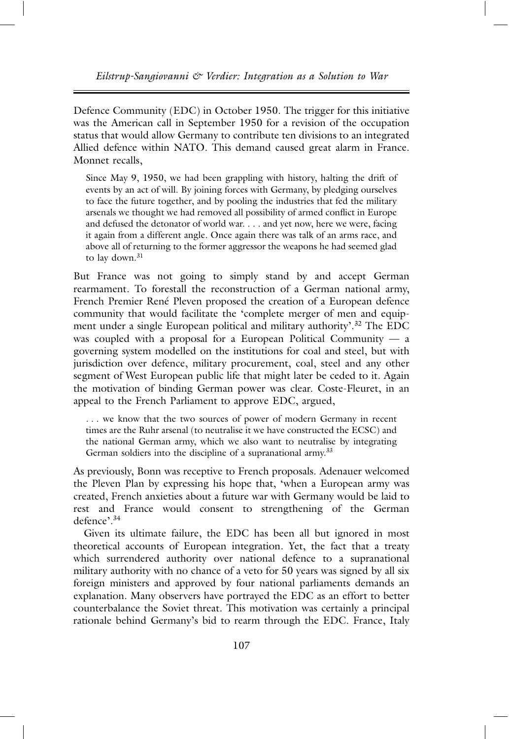Defence Community (EDC) in October 1950. The trigger for this initiative was the American call in September 1950 for a revision of the occupation status that would allow Germany to contribute ten divisions to an integrated Allied defence within NATO. This demand caused great alarm in France. Monnet recalls,

> Since May 9, 1950, we had been grappling with history, halting the drift of events by an act of will. By joining forces with Germany, by pledging ourselves to face the future together, and by pooling the industries that fed the military arsenals we thought we had removed all possibility of armed conflict in Europe and defused the detonator of world war. . . . and yet now, here we were, facing it again from a different angle. Once again there was talk of an arms race, and above all of returning to the former aggressor the weapons he had seemed glad to lay down.[31]

But France was not going to simply stand by and accept German rearmament. To forestall the reconstruction of a German national army, French Premier René Pleven proposed the creation of a European defence community that would facilitate the 'complete merger of men and equipment under a single European political and military authority'.[32] The EDC was coupled with a proposal for a European Political Community — a governing system modelled on the institutions for coal and steel, but with jurisdiction over defence, military procurement, coal, steel and any other segment of West European public life that might later be ceded to it. Again the motivation of binding German power was clear. Coste-Fleuret, in an appeal to the French Parliament to approve EDC, argued,

> . . . we know that the two sources of power of modern Germany in recent times are the Ruhr arsenal (to neutralise it we have constructed the ECSC) and the national German army, which we also want to neutralise by integrating German soldiers into the discipline of a supranational army.[33]

As previously, Bonn was receptive to French proposals. Adenauer welcomed the Pleven Plan by expressing his hope that, 'when a European army was created, French anxieties about a future war with Germany would be laid to rest and France would consent to strengthening of the German defence'.[34]

Given its ultimate failure, the EDC has been all but ignored in most theoretical accounts of European integration. Yet, the fact that a treaty which surrendered authority over national defence to a supranational military authority with no chance of a veto for 50 years was signed by all six foreign ministers and approved by four national parliaments demands an explanation. Many observers have portrayed the EDC as an effort to better counterbalance the Soviet threat. This motivation was certainly a principal rationale behind Germany's bid to rearm through the EDC. France, Italy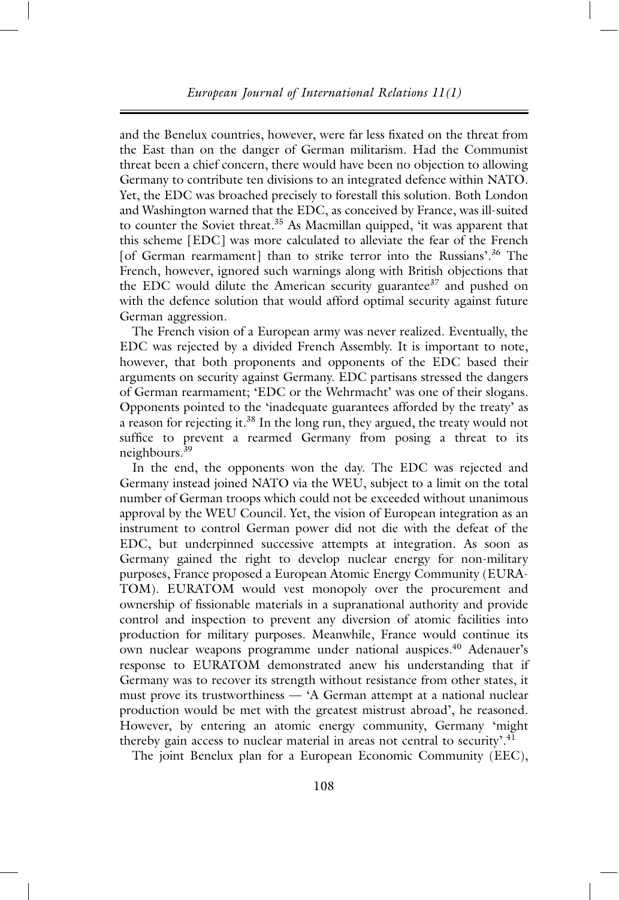and the Benelux countries, however, were far less fixated on the threat from the East than on the danger of German militarism. Had the Communist threat been a chief concern, there would have been no objection to allowing Germany to contribute ten divisions to an integrated defence within NATO. Yet, the EDC was broached precisely to forestall this solution. Both London and Washington warned that the EDC, as conceived by France, was ill-suited to counter the Soviet threat.[35] As Macmillan quipped, 'it was apparent that this scheme [EDC] was more calculated to alleviate the fear of the French [of German rearmament] than to strike terror into the Russians'.[36] The French, however, ignored such warnings along with British objections that the EDC would dilute the American security guarantee[37] and pushed on with the defence solution that would afford optimal security against future German aggression.

The French vision of a European army was never realized. Eventually, the EDC was rejected by a divided French Assembly. It is important to note, however, that both proponents and opponents of the EDC based their arguments on security against Germany. EDC partisans stressed the dangers of German rearmament; 'EDC or the Wehrmacht' was one of their slogans. Opponents pointed to the 'inadequate guarantees afforded by the treaty' as a reason for rejecting it.[38] In the long run, they argued, the treaty would not suffice to prevent a rearmed Germany from posing a threat to its neighbours.[39]

In the end, the opponents won the day. The EDC was rejected and Germany instead joined NATO via the WEU, subject to a limit on the total number of German troops which could not be exceeded without unanimous approval by the WEU Council. Yet, the vision of European integration as an instrument to control German power did not die with the defeat of the EDC, but underpinned successive attempts at integration. As soon as Germany gained the right to develop nuclear energy for non-military purposes, France proposed a European Atomic Energy Community (EURATOM). EURATOM would vest monopoly over the procurement and ownership of fissionable materials in a supranational authority and provide control and inspection to prevent any diversion of atomic facilities into production for military purposes. Meanwhile, France would continue its own nuclear weapons programme under national auspices.[40] Adenauer's response to EURATOM demonstrated anew his understanding that if Germany was to recover its strength without resistance from other states, it must prove its trustworthiness — 'A German attempt at a national nuclear production would be met with the greatest mistrust abroad', he reasoned. However, by entering an atomic energy community, Germany 'might thereby gain access to nuclear material in areas not central to security'.[41]

The joint Benelux plan for a European Economic Community (EEC),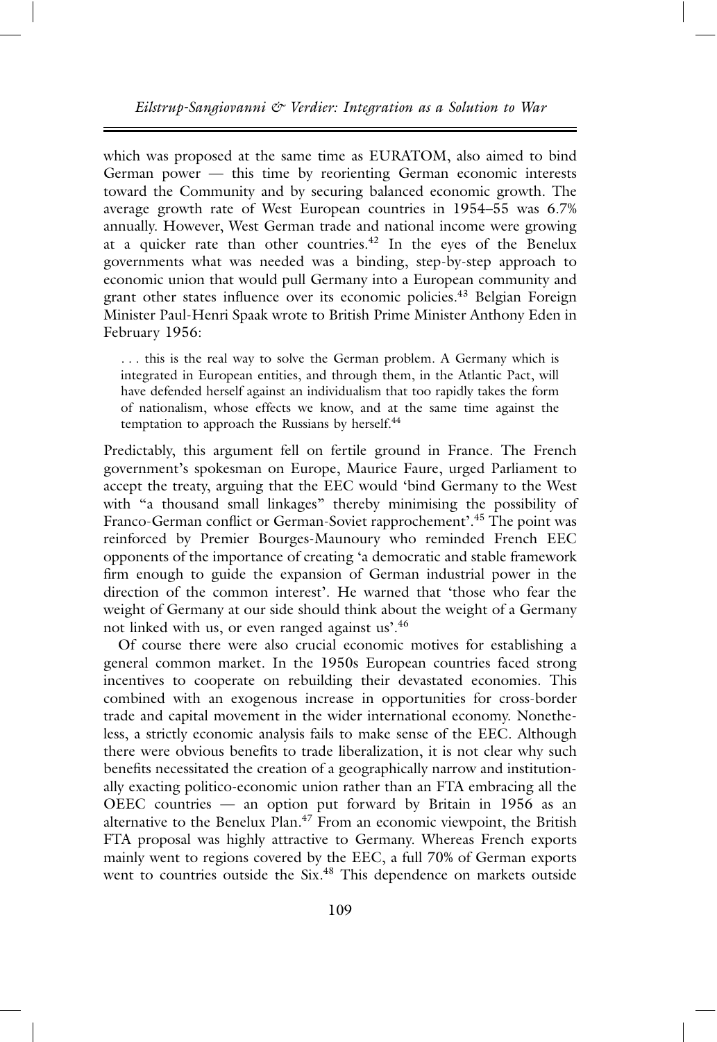which was proposed at the same time as EURATOM, also aimed to bind German power — this time by reorienting German economic interests toward the Community and by securing balanced economic growth. The average growth rate of West European countries in 1954–55 was 6.7% annually. However, West German trade and national income were growing at a quicker rate than other countries.[42] In the eyes of the Benelux governments what was needed was a binding, step-by-step approach to economic union that would pull Germany into a European community and grant other states influence over its economic policies.[43] Belgian Foreign Minister Paul-Henri Spaak wrote to British Prime Minister Anthony Eden in February 1956:

> . . . this is the real way to solve the German problem. A Germany which is integrated in European entities, and through them, in the Atlantic Pact, will have defended herself against an individualism that too rapidly takes the form of nationalism, whose effects we know, and at the same time against the temptation to approach the Russians by herself.[44]

Predictably, this argument fell on fertile ground in France. The French government's spokesman on Europe, Maurice Faure, urged Parliament to accept the treaty, arguing that the EEC would 'bind Germany to the West with "a thousand small linkages" thereby minimising the possibility of Franco-German conflict or German-Soviet rapprochement'.[45] The point was reinforced by Premier Bourges-Maunoury who reminded French EEC opponents of the importance of creating 'a democratic and stable framework firm enough to guide the expansion of German industrial power in the direction of the common interest'. He warned that 'those who fear the weight of Germany at our side should think about the weight of a Germany not linked with us, or even ranged against us'.[46]

Of course there were also crucial economic motives for establishing a general common market. In the 1950s European countries faced strong incentives to cooperate on rebuilding their devastated economies. This combined with an exogenous increase in opportunities for cross-border trade and capital movement in the wider international economy. Nonetheless, a strictly economic analysis fails to make sense of the EEC. Although there were obvious benefits to trade liberalization, it is not clear why such benefits necessitated the creation of a geographically narrow and institutionally exacting politico-economic union rather than an FTA embracing all the OEEC countries — an option put forward by Britain in 1956 as an alternative to the Benelux Plan.[47] From an economic viewpoint, the British FTA proposal was highly attractive to Germany. Whereas French exports mainly went to regions covered by the EEC, a full 70% of German exports went to countries outside the Six.[48] This dependence on markets outside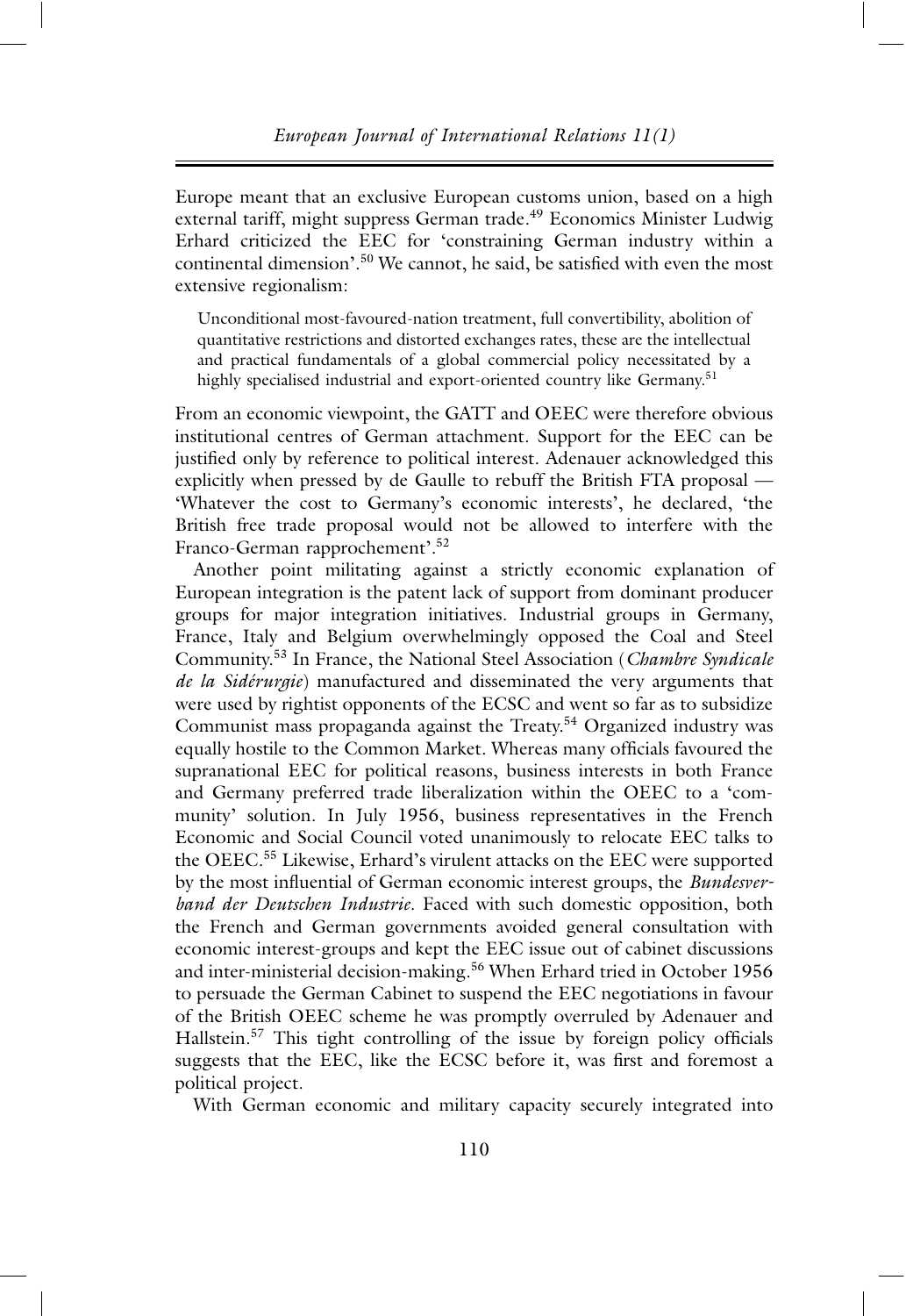Europe meant that an exclusive European customs union, based on a high external tariff, might suppress German trade.[49] Economics Minister Ludwig Erhard criticized the EEC for 'constraining German industry within a continental dimension'.[50] We cannot, he said, be satisfied with even the most extensive regionalism:

> Unconditional most-favoured-nation treatment, full convertibility, abolition of quantitative restrictions and distorted exchanges rates, these are the intellectual and practical fundamentals of a global commercial policy necessitated by a highly specialised industrial and export-oriented country like Germany.[51]

From an economic viewpoint, the GATT and OEEC were therefore obvious institutional centres of German attachment. Support for the EEC can be justified only by reference to political interest. Adenauer acknowledged this explicitly when pressed by de Gaulle to rebuff the British FTA proposal — 'Whatever the cost to Germany's economic interests', he declared, 'the British free trade proposal would not be allowed to interfere with the Franco-German rapprochement'.[52]

Another point militating against a strictly economic explanation of European integration is the patent lack of support from dominant producer groups for major integration initiatives. Industrial groups in Germany, France, Italy and Belgium overwhelmingly opposed the Coal and Steel Community.[53] In France, the National Steel Association (*Chambre Syndicale de la Sidérurgie*) manufactured and disseminated the very arguments that were used by rightist opponents of the ECSC and went so far as to subsidize Communist mass propaganda against the Treaty.[54] Organized industry was equally hostile to the Common Market. Whereas many officials favoured the supranational EEC for political reasons, business interests in both France and Germany preferred trade liberalization within the OEEC to a 'community' solution. In July 1956, business representatives in the French Economic and Social Council voted unanimously to relocate EEC talks to the OEEC.[55] Likewise, Erhard's virulent attacks on the EEC were supported by the most influential of German economic interest groups, the *Bundesverband der Deutschen Industrie*. Faced with such domestic opposition, both the French and German governments avoided general consultation with economic interest-groups and kept the EEC issue out of cabinet discussions and inter-ministerial decision-making.[56] When Erhard tried in October 1956 to persuade the German Cabinet to suspend the EEC negotiations in favour of the British OEEC scheme he was promptly overruled by Adenauer and Hallstein.[57] This tight controlling of the issue by foreign policy officials suggests that the EEC, like the ECSC before it, was first and foremost a political project.

With German economic and military capacity securely integrated into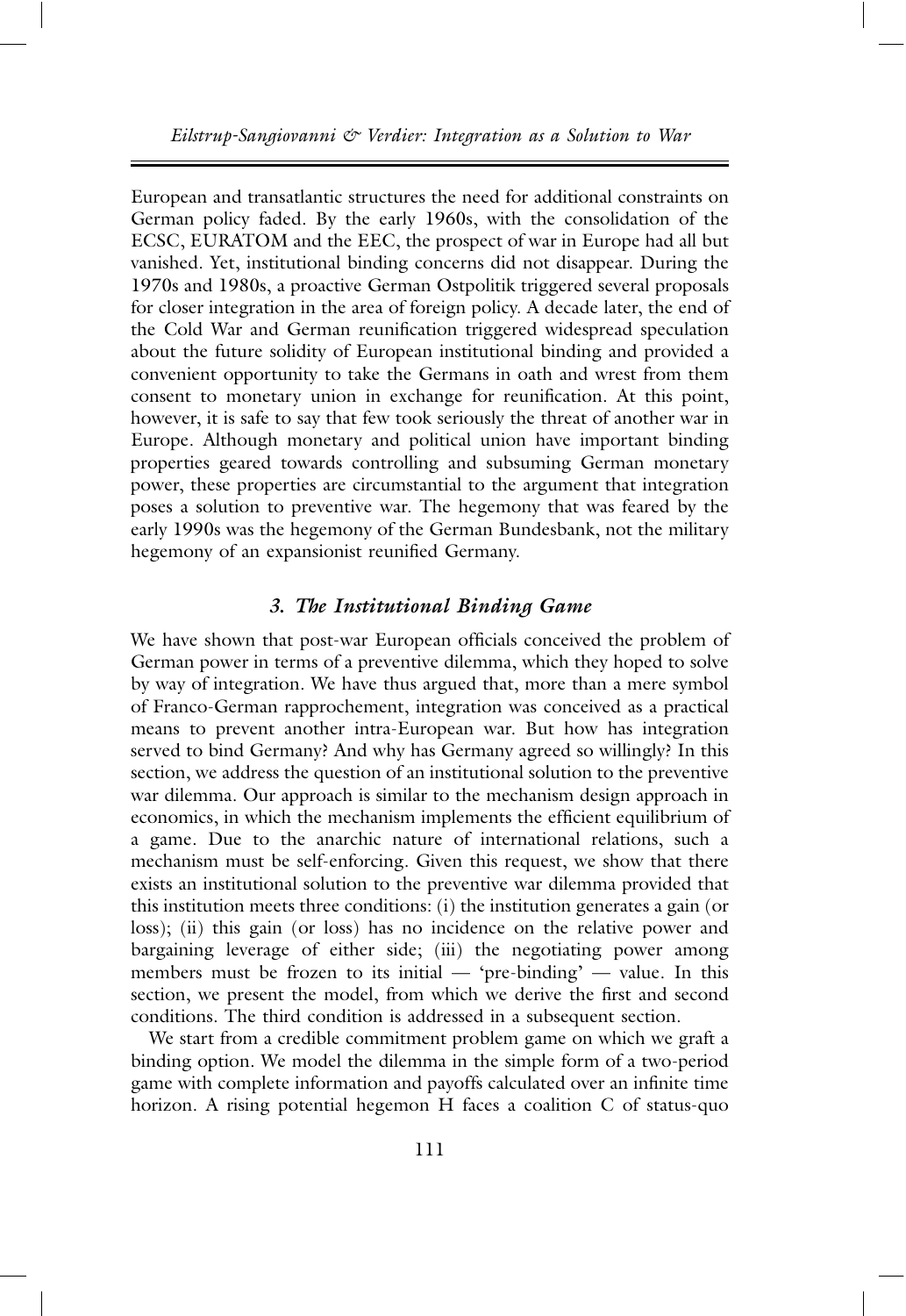European and transatlantic structures the need for additional constraints on German policy faded. By the early 1960s, with the consolidation of the ECSC, EURATOM and the EEC, the prospect of war in Europe had all but vanished. Yet, institutional binding concerns did not disappear. During the 1970s and 1980s, a proactive German Ostpolitik triggered several proposals for closer integration in the area of foreign policy. A decade later, the end of the Cold War and German reunification triggered widespread speculation about the future solidity of European institutional binding and provided a convenient opportunity to take the Germans in oath and wrest from them consent to monetary union in exchange for reunification. At this point, however, it is safe to say that few took seriously the threat of another war in Europe. Although monetary and political union have important binding properties geared towards controlling and subsuming German monetary power, these properties are circumstantial to the argument that integration poses a solution to preventive war. The hegemony that was feared by the early 1990s was the hegemony of the German Bundesbank, not the military hegemony of an expansionist reunified Germany.

### *3. The Institutional Binding Game*

We have shown that post-war European officials conceived the problem of German power in terms of a preventive dilemma, which they hoped to solve by way of integration. We have thus argued that, more than a mere symbol of Franco-German rapprochement, integration was conceived as a practical means to prevent another intra-European war. But how has integration served to bind Germany? And why has Germany agreed so willingly? In this section, we address the question of an institutional solution to the preventive war dilemma. Our approach is similar to the mechanism design approach in economics, in which the mechanism implements the efficient equilibrium of a game. Due to the anarchic nature of international relations, such a mechanism must be self-enforcing. Given this request, we show that there exists an institutional solution to the preventive war dilemma provided that this institution meets three conditions: (i) the institution generates a gain (or loss); (ii) this gain (or loss) has no incidence on the relative power and bargaining leverage of either side; (iii) the negotiating power among members must be frozen to its initial — 'pre-binding' — value. In this section, we present the model, from which we derive the first and second conditions. The third condition is addressed in a subsequent section.

We start from a credible commitment problem game on which we graft a binding option. We model the dilemma in the simple form of a two-period game with complete information and payoffs calculated over an infinite time horizon. A rising potential hegemon H faces a coalition C of status-quo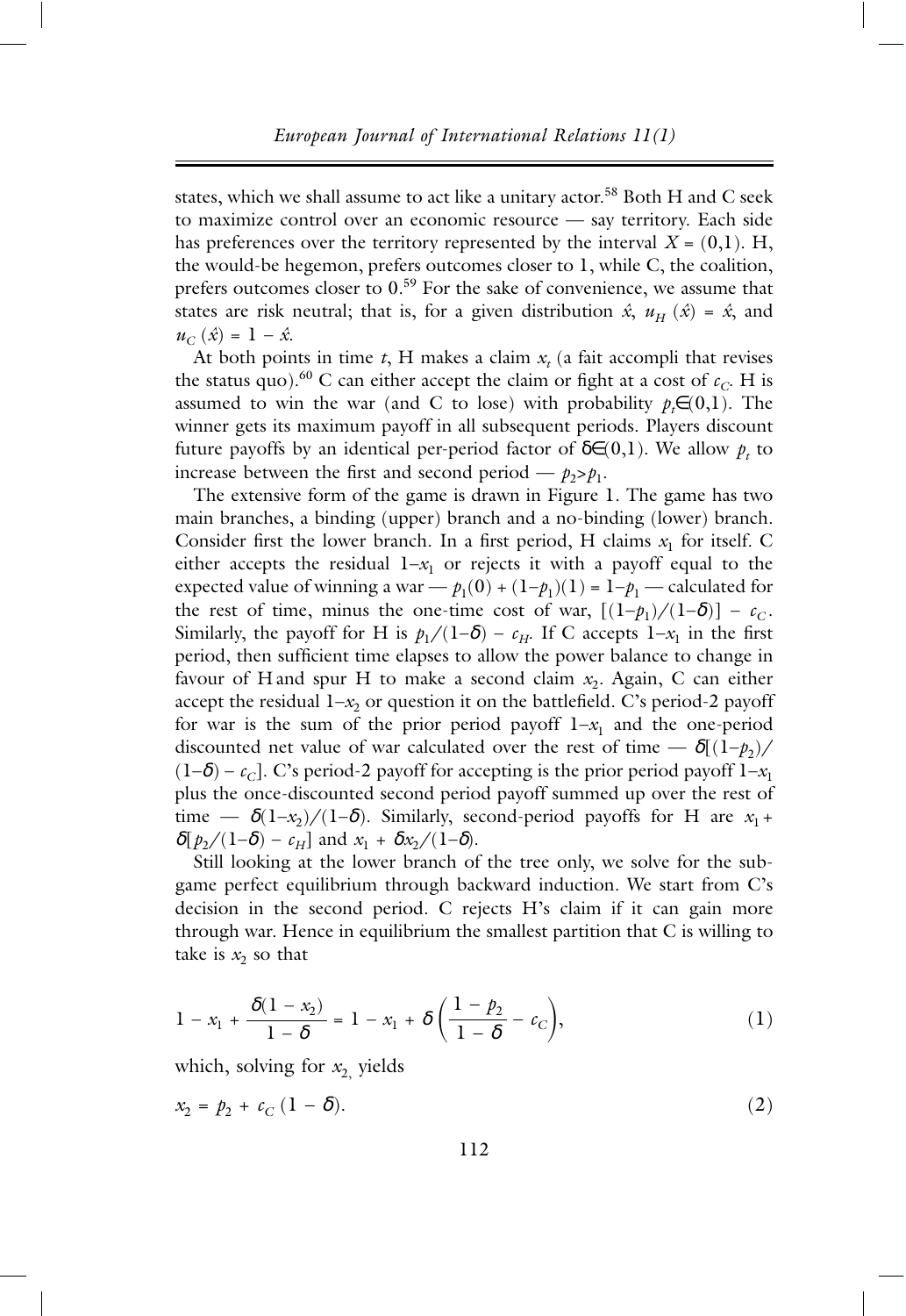states, which we shall assume to act like a unitary actor.[58] Both H and C seek to maximize control over an economic resource — say territory. Each side has preferences over the territory represented by the interval $X = (0,1)$. H, the would-be hegemon, prefers outcomes closer to 1, while C, the coalition, prefers outcomes closer to 0.[59] For the sake of convenience, we assume that states are risk neutral; that is, for a given distribution $\hat{x}$, $u_H(\hat{x}) = \hat{x}$, and $u_C(\hat{x}) = 1 - \hat{x}$.

At both points in time $t$, H makes a claim $x_t$ (a fait accompli that revises the status quo).[60] C can either accept the claim or fight at a cost of $c_C$. H is assumed to win the war (and C to lose) with probability $p_t \in (0,1)$. The winner gets its maximum payoff in all subsequent periods. Players discount future payoffs by an identical per-period factor of $\delta \in (0,1)$. We allow $p_t$ to increase between the first and second period — $p_2 > p_1$.

The extensive form of the game is drawn in Figure 1. The game has two main branches, a binding (upper) branch and a no-binding (lower) branch. Consider first the lower branch. In a first period, H claims $x_1$ for itself. C either accepts the residual $1-x_1$ or rejects it with a payoff equal to the expected value of winning a war — $p_1(0) + (1-p_1)(1) = 1-p_1$ — calculated for the rest of time, minus the one-time cost of war, $[(1-p_1)/(1-\delta)] - c_C$. Similarly, the payoff for H is $p_1/(1-\delta) - c_H$. If C accepts $1-x_1$ in the first period, then sufficient time elapses to allow the power balance to change in favour of H and spur H to make a second claim $x_2$. Again, C can either accept the residual $1-x_2$ or question it on the battlefield. C's period-2 payoff for war is the sum of the prior period payoff $1-x_1$ and the one-period discounted net value of war calculated over the rest of time — $\delta[(1-p_2)/(1-\delta) - c_C]$. C's period-2 payoff for accepting is the prior period payoff $1-x_1$ plus the once-discounted second period payoff summed up over the rest of time — $\delta(1-x_2)/(1-\delta)$. Similarly, second-period payoffs for H are $x_1 + \delta[p_2/(1-\delta) - c_H]$ and $x_1 + \delta x_2/(1-\delta)$.

Still looking at the lower branch of the tree only, we solve for the subgame perfect equilibrium through backward induction. We start from C's decision in the second period. C rejects H's claim if it can gain more through war. Hence in equilibrium the smallest partition that C is willing to take is $x_2$ so that

$$1 - x_1 + \frac{\delta(1 - x_2)}{1 - \delta} = 1 - x_1 + \delta\left(\frac{1 - p_2}{1 - \delta} - c_C\right), \tag{1}$$

which, solving for $x_2$, yields

$$x_2 = p_2 + c_C(1 - \delta). \tag{2}$$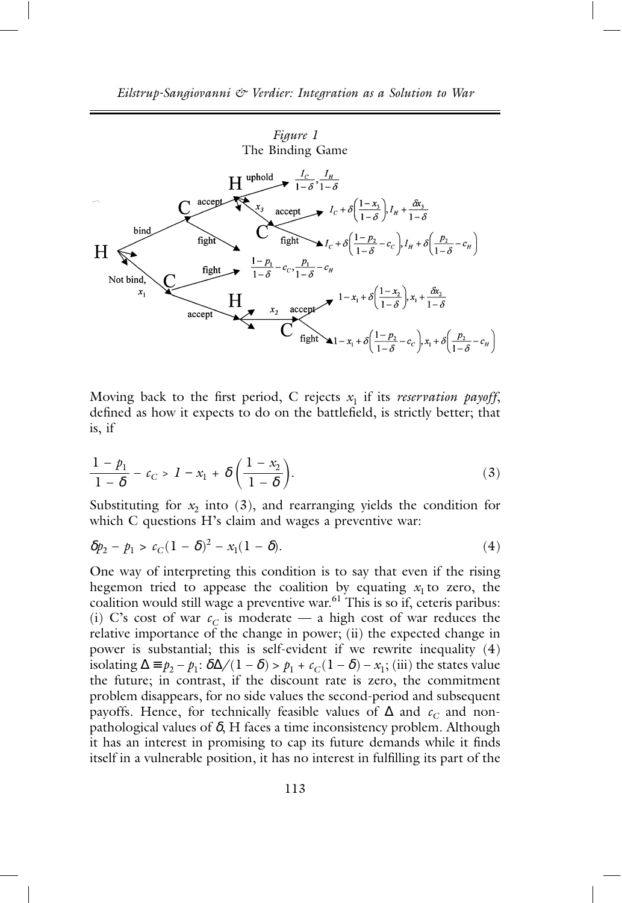*Figure 1*
The Binding Game

Moving back to the first period, C rejects $x_1$ if its *reservation payoff*, defined as how it expects to do on the battlefield, is strictly better; that is, if

$$\frac{1-p_1}{1-\delta} - c_C > 1 - x_1 + \delta\left(\frac{1-x_2}{1-\delta}\right). \tag{3}$$

Substituting for $x_2$ into (3), and rearranging yields the condition for which C questions H's claim and wages a preventive war:

$$\delta p_2 - p_1 > c_C(1-\delta)^2 - x_1(1-\delta). \tag{4}$$

One way of interpreting this condition is to say that even if the rising hegemon tried to appease the coalition by equating $x_1$ to zero, the coalition would still wage a preventive war.[61] This is so if, ceteris paribus: (i) C's cost of war $c_C$ is moderate — a high cost of war reduces the relative importance of the change in power; (ii) the expected change in power is substantial; this is self-evident if we rewrite inequality (4) isolating $\Delta \equiv p_2 - p_1$: $\delta\Delta/(1-\delta) > p_1 + c_C(1-\delta) - x_1$; (iii) the states value the future; in contrast, if the discount rate is zero, the commitment problem disappears, for no side values the second-period and subsequent payoffs. Hence, for technically feasible values of $\Delta$ and $c_C$ and non-pathological values of $\delta$, H faces a time inconsistency problem. Although it has an interest in promising to cap its future demands while it finds itself in a vulnerable position, it has no interest in fulfilling its part of the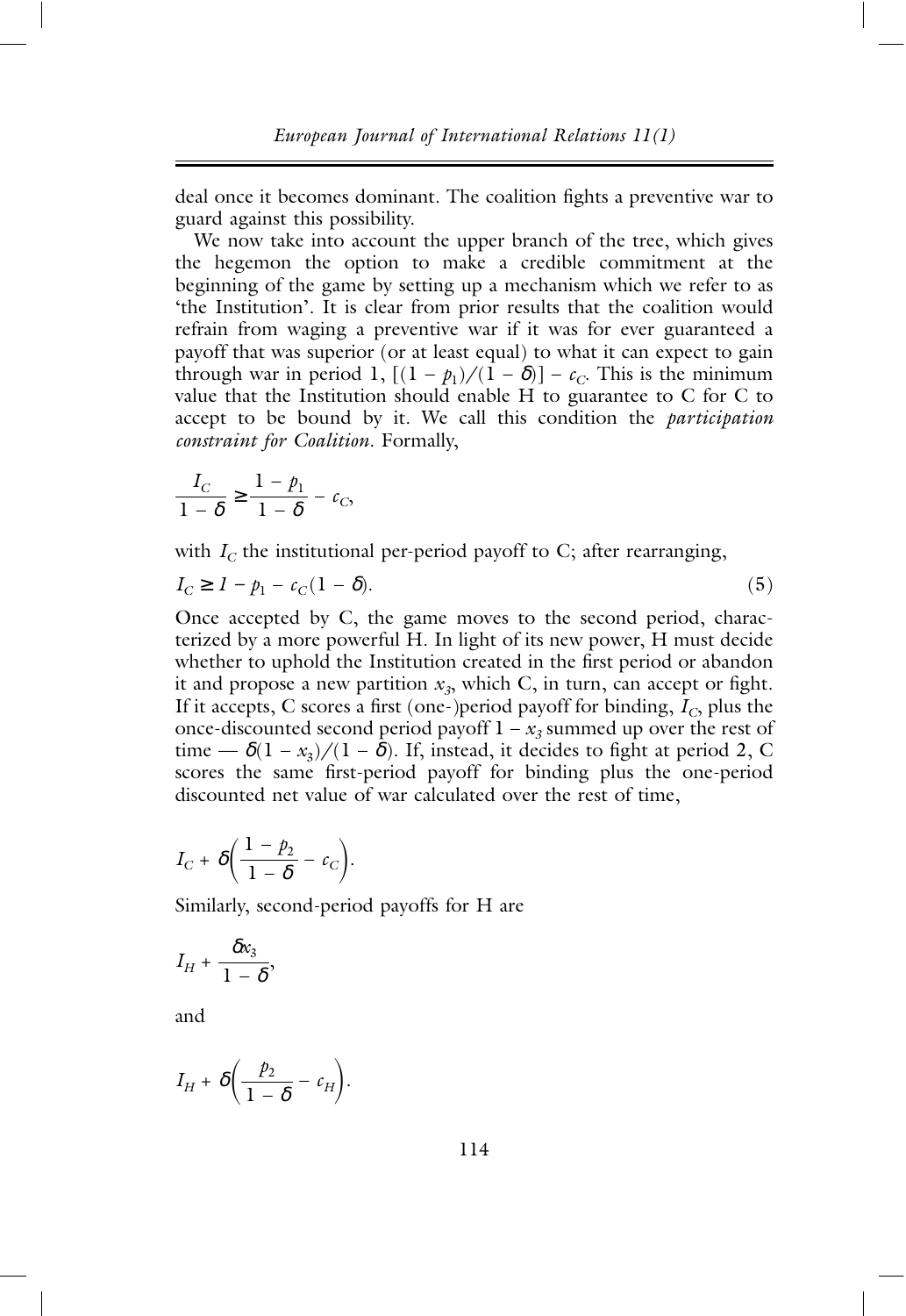deal once it becomes dominant. The coalition fights a preventive war to guard against this possibility.

We now take into account the upper branch of the tree, which gives the hegemon the option to make a credible commitment at the beginning of the game by setting up a mechanism which we refer to as 'the Institution'. It is clear from prior results that the coalition would refrain from waging a preventive war if it was for ever guaranteed a payoff that was superior (or at least equal) to what it can expect to gain through war in period 1, $[(1 - p_1)/(1 - \delta)] - c_C$. This is the minimum value that the Institution should enable H to guarantee to C for C to accept to be bound by it. We call this condition the *participation constraint for Coalition*. Formally,

$$\frac{I_C}{1 - \delta} \geq \frac{1 - p_1}{1 - \delta} - c_C,$$

with $I_C$ the institutional per-period payoff to C; after rearranging,

$$I_C \geq 1 - p_1 - c_C(1 - \delta). \tag{5}$$

Once accepted by C, the game moves to the second period, characterized by a more powerful H. In light of its new power, H must decide whether to uphold the Institution created in the first period or abandon it and propose a new partition $x_3$, which C, in turn, can accept or fight. If it accepts, C scores a first (one-)period payoff for binding, $I_C$, plus the once-discounted second period payoff $1 - x_3$ summed up over the rest of time — $\delta(1 - x_3)/(1 - \delta)$. If, instead, it decides to fight at period 2, C scores the same first-period payoff for binding plus the one-period discounted net value of war calculated over the rest of time,

$$I_C + \delta\left(\frac{1 - p_2}{1 - \delta} - c_C\right).$$

Similarly, second-period payoffs for H are

$$I_H + \frac{\delta x_3}{1 - \delta},$$

and

$$I_H + \delta\left(\frac{p_2}{1 - \delta} - c_H\right).$$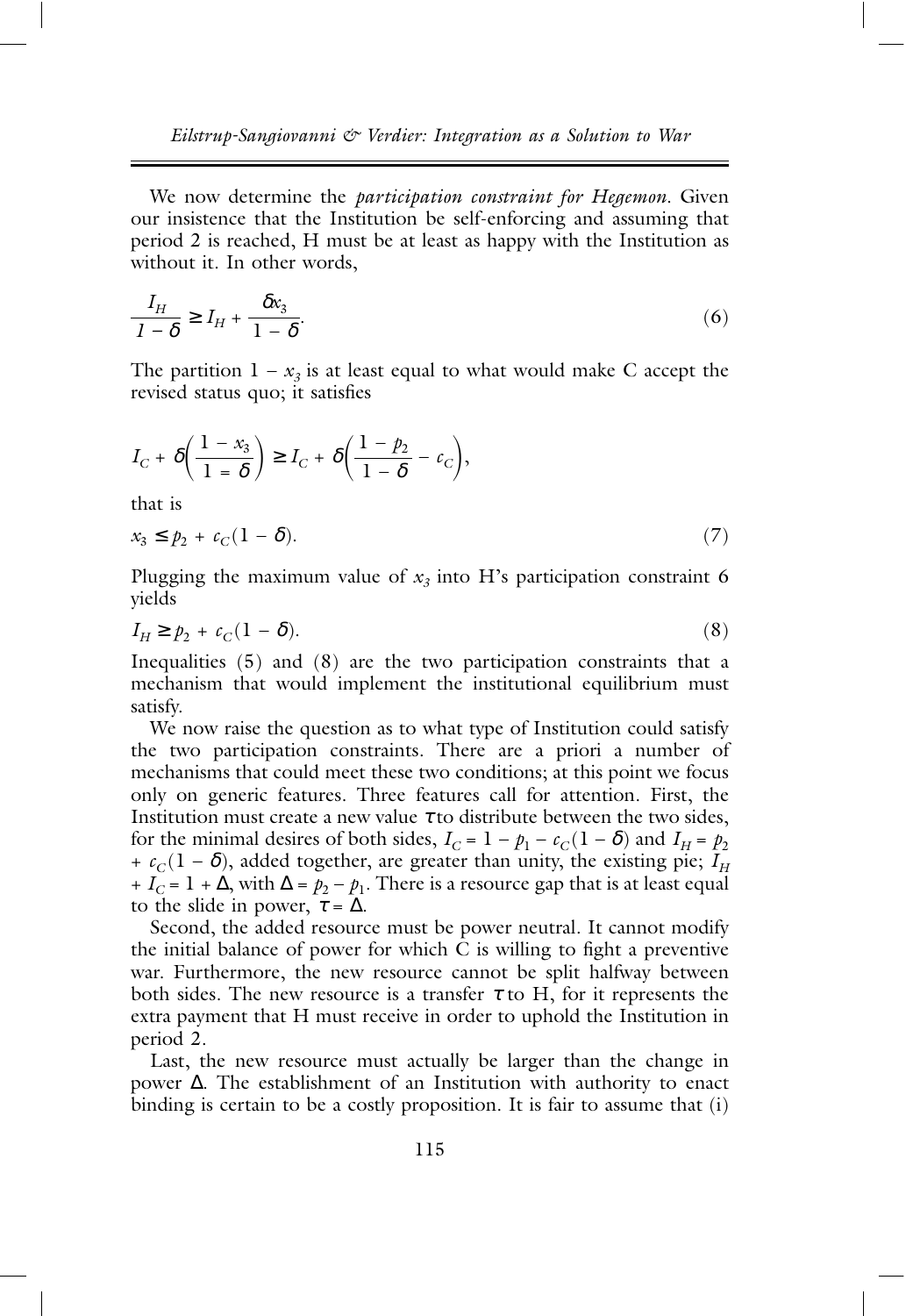We now determine the *participation constraint for Hegemon*. Given our insistence that the Institution be self-enforcing and assuming that period 2 is reached, H must be at least as happy with the Institution as without it. In other words,

$$\frac{I_H}{1 - \delta} \geq I_H + \frac{\delta x_3}{1 - \delta}. \tag{6}$$

The partition $1 - x_3$ is at least equal to what would make C accept the revised status quo; it satisfies

$$I_C + \delta\left(\frac{1 - x_3}{1 = \delta}\right) \geq I_C + \delta\left(\frac{1 - p_2}{1 - \delta} - c_C\right),$$

that is

$$x_3 \leq p_2 + c_C(1 - \delta). \tag{7}$$

Plugging the maximum value of $x_3$ into H's participation constraint 6 yields

$$I_H \geq p_2 + c_C(1 - \delta). \tag{8}$$

Inequalities (5) and (8) are the two participation constraints that a mechanism that would implement the institutional equilibrium must satisfy.

We now raise the question as to what type of Institution could satisfy the two participation constraints. There are a priori a number of mechanisms that could meet these two conditions; at this point we focus only on generic features. Three features call for attention. First, the Institution must create a new value $\tau$ to distribute between the two sides, for the minimal desires of both sides, $I_C = 1 - p_1 - c_C(1 - \delta)$ and $I_H = p_2 + c_C(1 - \delta)$, added together, are greater than unity, the existing pie; $I_H + I_C = 1 + \Delta$, with $\Delta = p_2 - p_1$. There is a resource gap that is at least equal to the slide in power, $\tau = \Delta$.

Second, the added resource must be power neutral. It cannot modify the initial balance of power for which C is willing to fight a preventive war. Furthermore, the new resource cannot be split halfway between both sides. The new resource is a transfer $\tau$ to H, for it represents the extra payment that H must receive in order to uphold the Institution in period 2.

Last, the new resource must actually be larger than the change in power $\Delta$. The establishment of an Institution with authority to enact binding is certain to be a costly proposition. It is fair to assume that (i)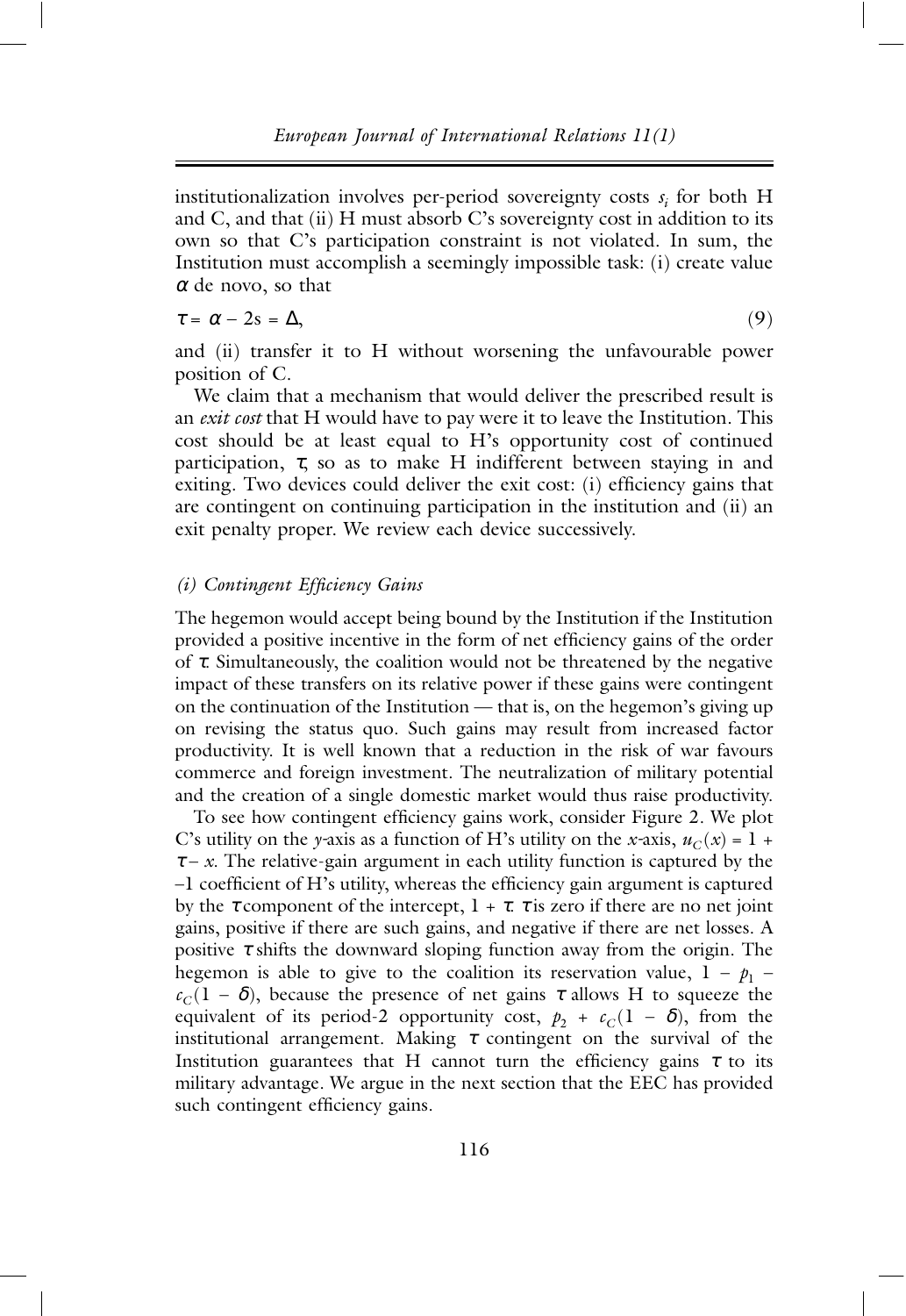institutionalization involves per-period sovereignty costs $s_i$ for both H and C, and that (ii) H must absorb C's sovereignty cost in addition to its own so that C's participation constraint is not violated. In sum, the Institution must accomplish a seemingly impossible task: (i) create value $\alpha$ de novo, so that

$$\tau = \alpha - 2s = \Delta, \tag{9}$$

and (ii) transfer it to H without worsening the unfavourable power position of C.

We claim that a mechanism that would deliver the prescribed result is an *exit cost* that H would have to pay were it to leave the Institution. This cost should be at least equal to H's opportunity cost of continued participation, $\tau$, so as to make H indifferent between staying in and exiting. Two devices could deliver the exit cost: (i) efficiency gains that are contingent on continuing participation in the institution and (ii) an exit penalty proper. We review each device successively.

### *(i) Contingent Efficiency Gains*

The hegemon would accept being bound by the Institution if the Institution provided a positive incentive in the form of net efficiency gains of the order of $\tau$. Simultaneously, the coalition would not be threatened by the negative impact of these transfers on its relative power if these gains were contingent on the continuation of the Institution — that is, on the hegemon's giving up on revising the status quo. Such gains may result from increased factor productivity. It is well known that a reduction in the risk of war favours commerce and foreign investment. The neutralization of military potential and the creation of a single domestic market would thus raise productivity.

To see how contingent efficiency gains work, consider Figure 2. We plot C's utility on the *y*-axis as a function of H's utility on the *x*-axis, $u_C(x) = 1 + \tau - x$. The relative-gain argument in each utility function is captured by the $-1$ coefficient of H's utility, whereas the efficiency gain argument is captured by the $\tau$ component of the intercept, $1 + \tau$. $\tau$ is zero if there are no net joint gains, positive if there are such gains, and negative if there are net losses. A positive $\tau$ shifts the downward sloping function away from the origin. The hegemon is able to give to the coalition its reservation value, $1 - p_1 - c_C(1 - \delta)$, because the presence of net gains $\tau$ allows H to squeeze the equivalent of its period-2 opportunity cost, $p_2 + c_C(1 - \delta)$, from the institutional arrangement. Making $\tau$ contingent on the survival of the Institution guarantees that H cannot turn the efficiency gains $\tau$ to its military advantage. We argue in the next section that the EEC has provided such contingent efficiency gains.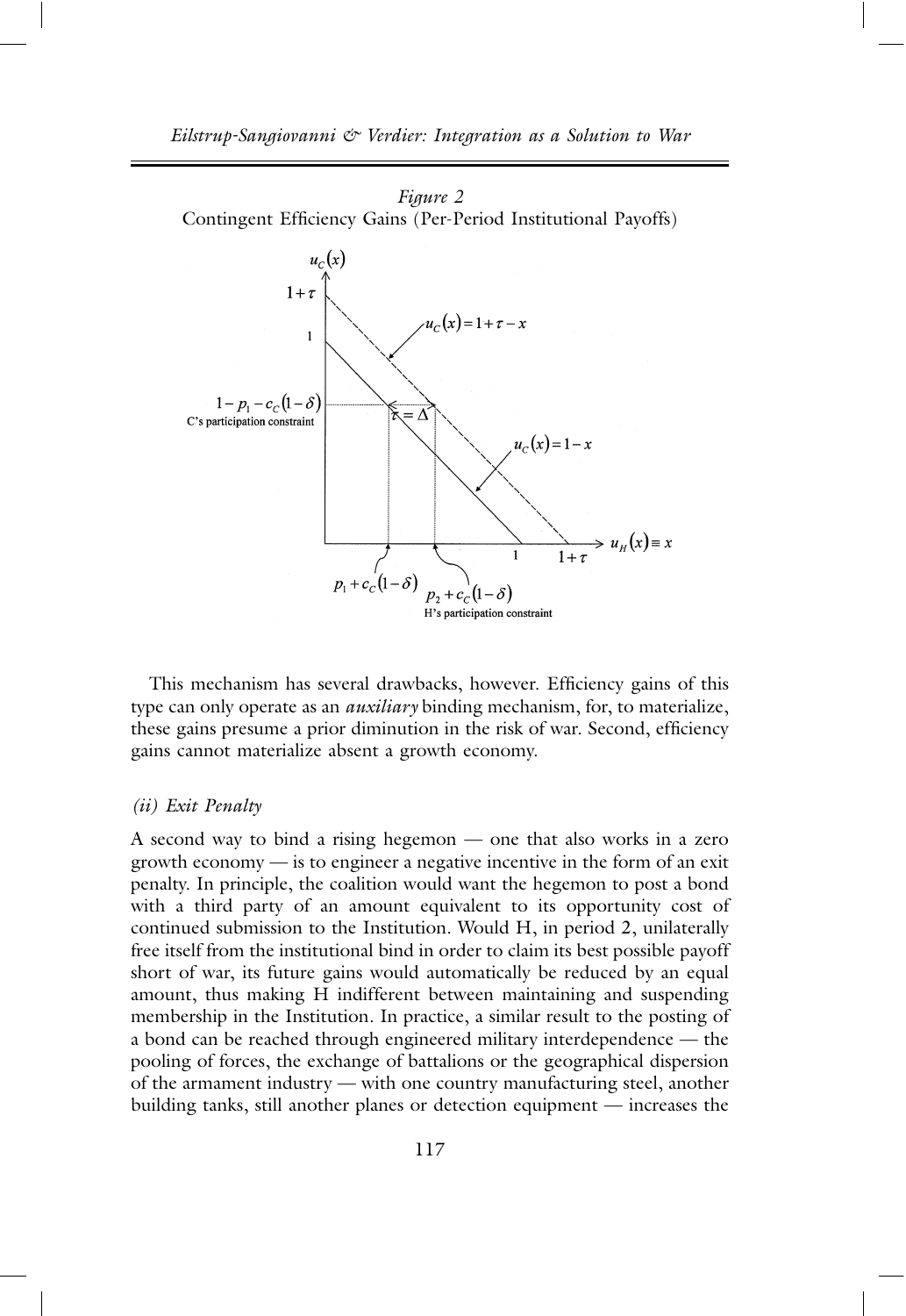*Figure 2*
Contingent Efficiency Gains (Per-Period Institutional Payoffs)

This mechanism has several drawbacks, however. Efficiency gains of this type can only operate as an *auxiliary* binding mechanism, for, to materialize, these gains presume a prior diminution in the risk of war. Second, efficiency gains cannot materialize absent a growth economy.

*(ii) Exit Penalty*

A second way to bind a rising hegemon — one that also works in a zero growth economy — is to engineer a negative incentive in the form of an exit penalty. In principle, the coalition would want the hegemon to post a bond with a third party of an amount equivalent to its opportunity cost of continued submission to the Institution. Would H, in period 2, unilaterally free itself from the institutional bind in order to claim its best possible payoff short of war, its future gains would automatically be reduced by an equal amount, thus making H indifferent between maintaining and suspending membership in the Institution. In practice, a similar result to the posting of a bond can be reached through engineered military interdependence — the pooling of forces, the exchange of battalions or the geographical dispersion of the armament industry — with one country manufacturing steel, another building tanks, still another planes or detection equipment — increases the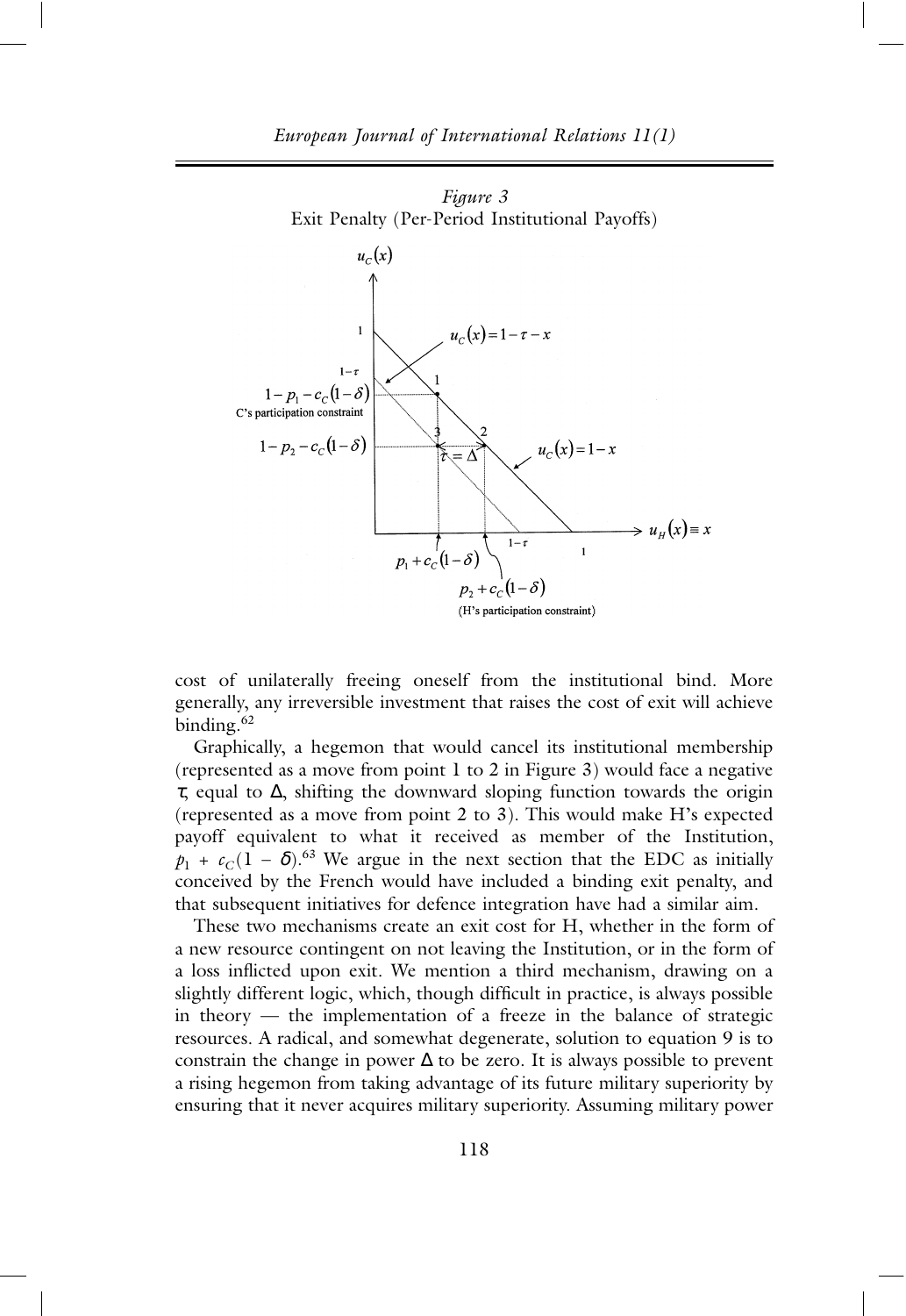*Figure 3*
Exit Penalty (Per-Period Institutional Payoffs)

cost of unilaterally freeing oneself from the institutional bind. More generally, any irreversible investment that raises the cost of exit will achieve binding.[62]

Graphically, a hegemon that would cancel its institutional membership (represented as a move from point 1 to 2 in Figure 3) would face a negative $\tau$, equal to $\Delta$, shifting the downward sloping function towards the origin (represented as a move from point 2 to 3). This would make H's expected payoff equivalent to what it received as member of the Institution, $p_1 + c_C(1 - \delta)$.[63] We argue in the next section that the EDC as initially conceived by the French would have included a binding exit penalty, and that subsequent initiatives for defence integration have had a similar aim.

These two mechanisms create an exit cost for H, whether in the form of a new resource contingent on not leaving the Institution, or in the form of a loss inflicted upon exit. We mention a third mechanism, drawing on a slightly different logic, which, though difficult in practice, is always possible in theory — the implementation of a freeze in the balance of strategic resources. A radical, and somewhat degenerate, solution to equation 9 is to constrain the change in power $\Delta$ to be zero. It is always possible to prevent a rising hegemon from taking advantage of its future military superiority by ensuring that it never acquires military superiority. Assuming military power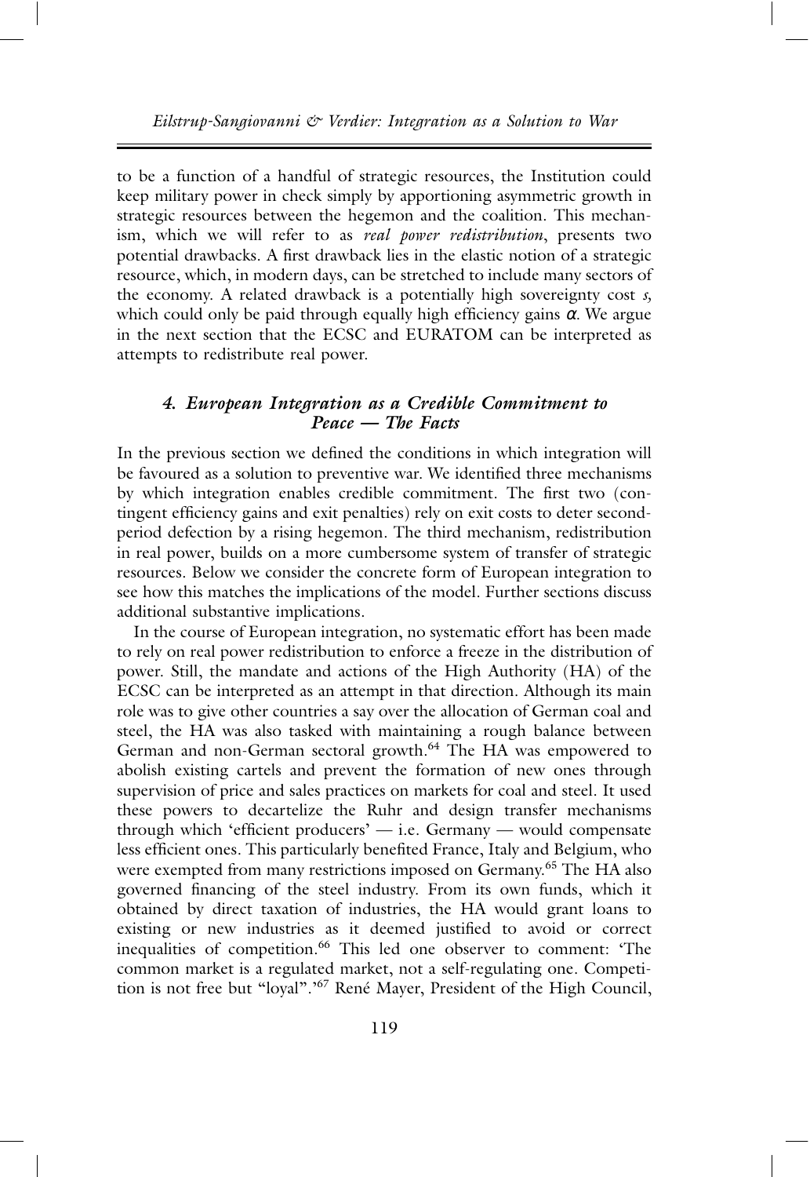to be a function of a handful of strategic resources, the Institution could keep military power in check simply by apportioning asymmetric growth in strategic resources between the hegemon and the coalition. This mechanism, which we will refer to as *real power redistribution*, presents two potential drawbacks. A first drawback lies in the elastic notion of a strategic resource, which, in modern days, can be stretched to include many sectors of the economy. A related drawback is a potentially high sovereignty cost $s$, which could only be paid through equally high efficiency gains $\alpha$. We argue in the next section that the ECSC and EURATOM can be interpreted as attempts to redistribute real power.

## *4. European Integration as a Credible Commitment to Peace — The Facts*

In the previous section we defined the conditions in which integration will be favoured as a solution to preventive war. We identified three mechanisms by which integration enables credible commitment. The first two (contingent efficiency gains and exit penalties) rely on exit costs to deter second-period defection by a rising hegemon. The third mechanism, redistribution in real power, builds on a more cumbersome system of transfer of strategic resources. Below we consider the concrete form of European integration to see how this matches the implications of the model. Further sections discuss additional substantive implications.

In the course of European integration, no systematic effort has been made to rely on real power redistribution to enforce a freeze in the distribution of power. Still, the mandate and actions of the High Authority (HA) of the ECSC can be interpreted as an attempt in that direction. Although its main role was to give other countries a say over the allocation of German coal and steel, the HA was also tasked with maintaining a rough balance between German and non-German sectoral growth.[64] The HA was empowered to abolish existing cartels and prevent the formation of new ones through supervision of price and sales practices on markets for coal and steel. It used these powers to decartelize the Ruhr and design transfer mechanisms through which 'efficient producers' — i.e. Germany — would compensate less efficient ones. This particularly benefited France, Italy and Belgium, who were exempted from many restrictions imposed on Germany.[65] The HA also governed financing of the steel industry. From its own funds, which it obtained by direct taxation of industries, the HA would grant loans to existing or new industries as it deemed justified to avoid or correct inequalities of competition.[66] This led one observer to comment: 'The common market is a regulated market, not a self-regulating one. Competition is not free but "loyal".'[67] René Mayer, President of the High Council,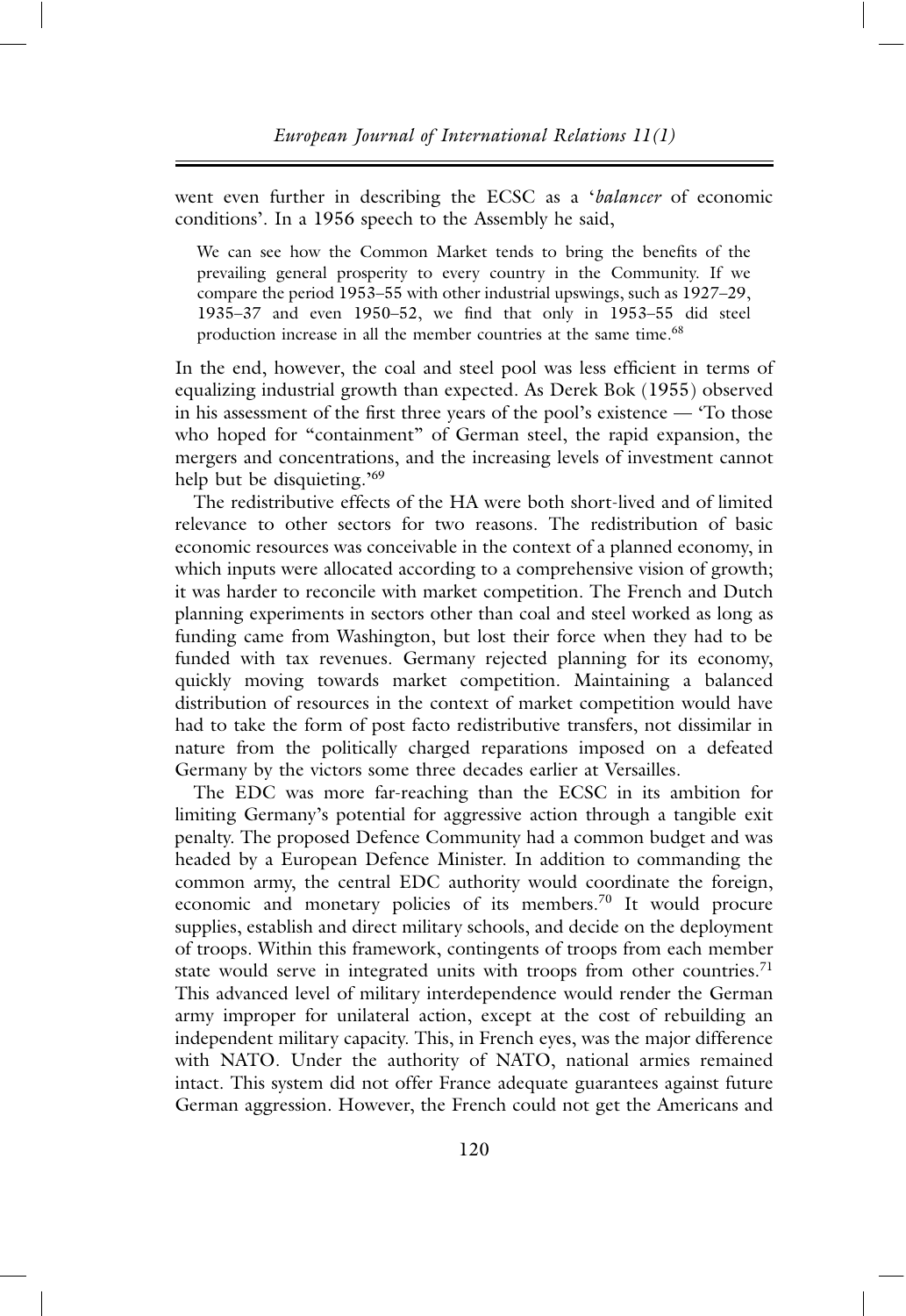went even further in describing the ECSC as a '*balancer* of economic conditions'. In a 1956 speech to the Assembly he said,

> We can see how the Common Market tends to bring the benefits of the prevailing general prosperity to every country in the Community. If we compare the period 1953–55 with other industrial upswings, such as 1927–29, 1935–37 and even 1950–52, we find that only in 1953–55 did steel production increase in all the member countries at the same time.[68]

In the end, however, the coal and steel pool was less efficient in terms of equalizing industrial growth than expected. As Derek Bok (1955) observed in his assessment of the first three years of the pool's existence — 'To those who hoped for "containment" of German steel, the rapid expansion, the mergers and concentrations, and the increasing levels of investment cannot help but be disquieting.'[69]

The redistributive effects of the HA were both short-lived and of limited relevance to other sectors for two reasons. The redistribution of basic economic resources was conceivable in the context of a planned economy, in which inputs were allocated according to a comprehensive vision of growth; it was harder to reconcile with market competition. The French and Dutch planning experiments in sectors other than coal and steel worked as long as funding came from Washington, but lost their force when they had to be funded with tax revenues. Germany rejected planning for its economy, quickly moving towards market competition. Maintaining a balanced distribution of resources in the context of market competition would have had to take the form of post facto redistributive transfers, not dissimilar in nature from the politically charged reparations imposed on a defeated Germany by the victors some three decades earlier at Versailles.

The EDC was more far-reaching than the ECSC in its ambition for limiting Germany's potential for aggressive action through a tangible exit penalty. The proposed Defence Community had a common budget and was headed by a European Defence Minister. In addition to commanding the common army, the central EDC authority would coordinate the foreign, economic and monetary policies of its members.[70] It would procure supplies, establish and direct military schools, and decide on the deployment of troops. Within this framework, contingents of troops from each member state would serve in integrated units with troops from other countries.[71] This advanced level of military interdependence would render the German army improper for unilateral action, except at the cost of rebuilding an independent military capacity. This, in French eyes, was the major difference with NATO. Under the authority of NATO, national armies remained intact. This system did not offer France adequate guarantees against future German aggression. However, the French could not get the Americans and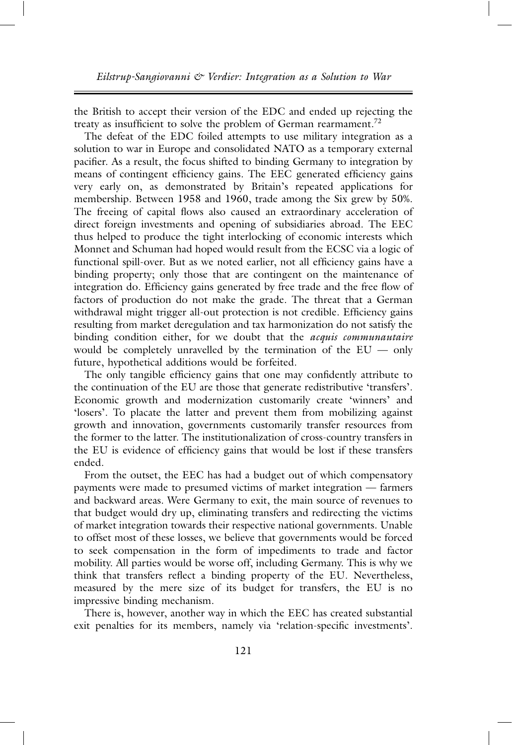the British to accept their version of the EDC and ended up rejecting the treaty as insufficient to solve the problem of German rearmament.[72]

The defeat of the EDC foiled attempts to use military integration as a solution to war in Europe and consolidated NATO as a temporary external pacifier. As a result, the focus shifted to binding Germany to integration by means of contingent efficiency gains. The EEC generated efficiency gains very early on, as demonstrated by Britain's repeated applications for membership. Between 1958 and 1960, trade among the Six grew by 50%. The freeing of capital flows also caused an extraordinary acceleration of direct foreign investments and opening of subsidiaries abroad. The EEC thus helped to produce the tight interlocking of economic interests which Monnet and Schuman had hoped would result from the ECSC via a logic of functional spill-over. But as we noted earlier, not all efficiency gains have a binding property; only those that are contingent on the maintenance of integration do. Efficiency gains generated by free trade and the free flow of factors of production do not make the grade. The threat that a German withdrawal might trigger all-out protection is not credible. Efficiency gains resulting from market deregulation and tax harmonization do not satisfy the binding condition either, for we doubt that the *acquis communautaire* would be completely unravelled by the termination of the EU — only future, hypothetical additions would be forfeited.

The only tangible efficiency gains that one may confidently attribute to the continuation of the EU are those that generate redistributive 'transfers'. Economic growth and modernization customarily create 'winners' and 'losers'. To placate the latter and prevent them from mobilizing against growth and innovation, governments customarily transfer resources from the former to the latter. The institutionalization of cross-country transfers in the EU is evidence of efficiency gains that would be lost if these transfers ended.

From the outset, the EEC has had a budget out of which compensatory payments were made to presumed victims of market integration — farmers and backward areas. Were Germany to exit, the main source of revenues to that budget would dry up, eliminating transfers and redirecting the victims of market integration towards their respective national governments. Unable to offset most of these losses, we believe that governments would be forced to seek compensation in the form of impediments to trade and factor mobility. All parties would be worse off, including Germany. This is why we think that transfers reflect a binding property of the EU. Nevertheless, measured by the mere size of its budget for transfers, the EU is no impressive binding mechanism.

There is, however, another way in which the EEC has created substantial exit penalties for its members, namely via 'relation-specific investments'.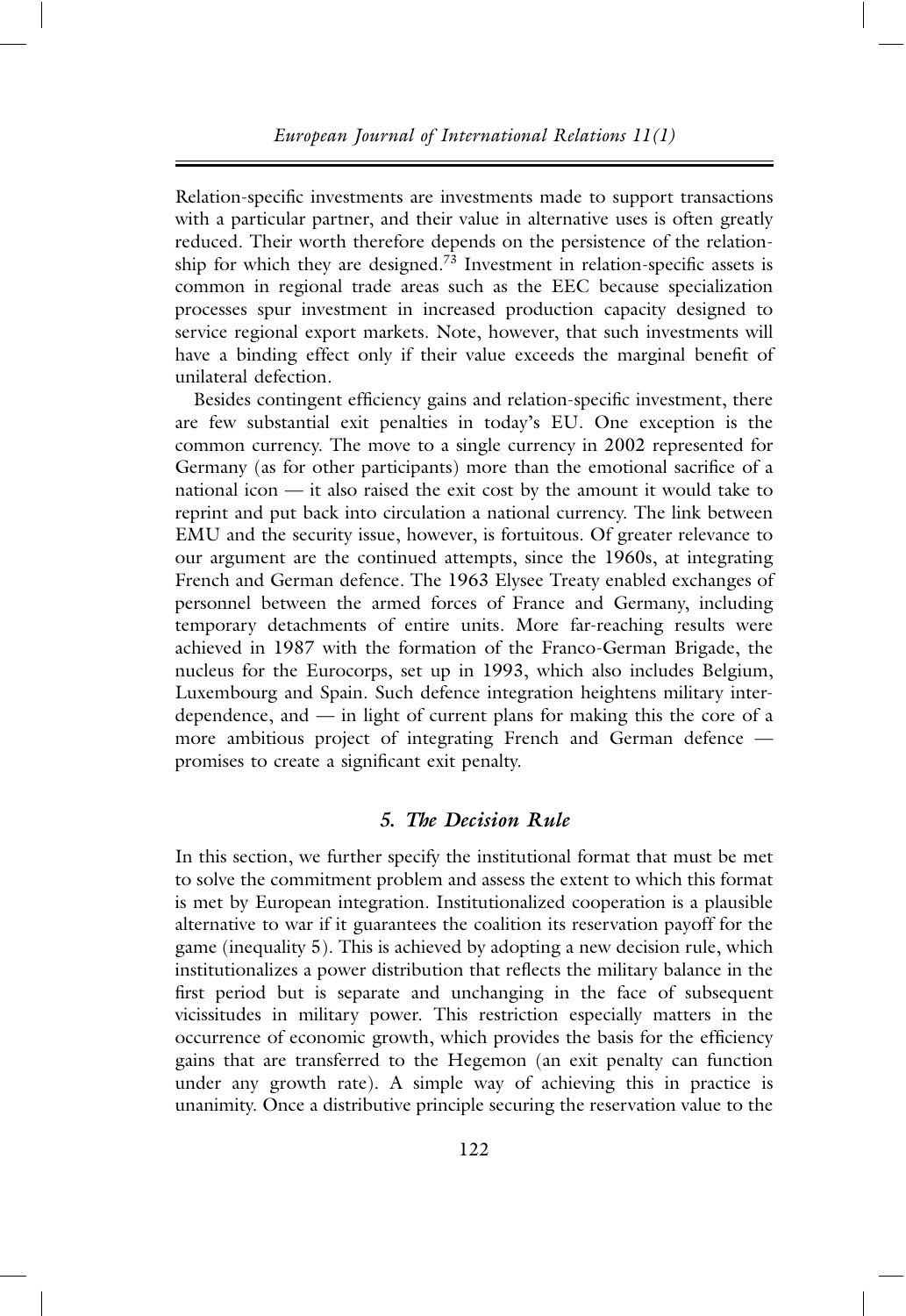Relation-specific investments are investments made to support transactions with a particular partner, and their value in alternative uses is often greatly reduced. Their worth therefore depends on the persistence of the relationship for which they are designed.[73] Investment in relation-specific assets is common in regional trade areas such as the EEC because specialization processes spur investment in increased production capacity designed to service regional export markets. Note, however, that such investments will have a binding effect only if their value exceeds the marginal benefit of unilateral defection.

Besides contingent efficiency gains and relation-specific investment, there are few substantial exit penalties in today's EU. One exception is the common currency. The move to a single currency in 2002 represented for Germany (as for other participants) more than the emotional sacrifice of a national icon — it also raised the exit cost by the amount it would take to reprint and put back into circulation a national currency. The link between EMU and the security issue, however, is fortuitous. Of greater relevance to our argument are the continued attempts, since the 1960s, at integrating French and German defence. The 1963 Elysee Treaty enabled exchanges of personnel between the armed forces of France and Germany, including temporary detachments of entire units. More far-reaching results were achieved in 1987 with the formation of the Franco-German Brigade, the nucleus for the Eurocorps, set up in 1993, which also includes Belgium, Luxembourg and Spain. Such defence integration heightens military interdependence, and — in light of current plans for making this the core of a more ambitious project of integrating French and German defence — promises to create a significant exit penalty.

## *5. The Decision Rule*

In this section, we further specify the institutional format that must be met to solve the commitment problem and assess the extent to which this format is met by European integration. Institutionalized cooperation is a plausible alternative to war if it guarantees the coalition its reservation payoff for the game (inequality 5). This is achieved by adopting a new decision rule, which institutionalizes a power distribution that reflects the military balance in the first period but is separate and unchanging in the face of subsequent vicissitudes in military power. This restriction especially matters in the occurrence of economic growth, which provides the basis for the efficiency gains that are transferred to the Hegemon (an exit penalty can function under any growth rate). A simple way of achieving this in practice is unanimity. Once a distributive principle securing the reservation value to the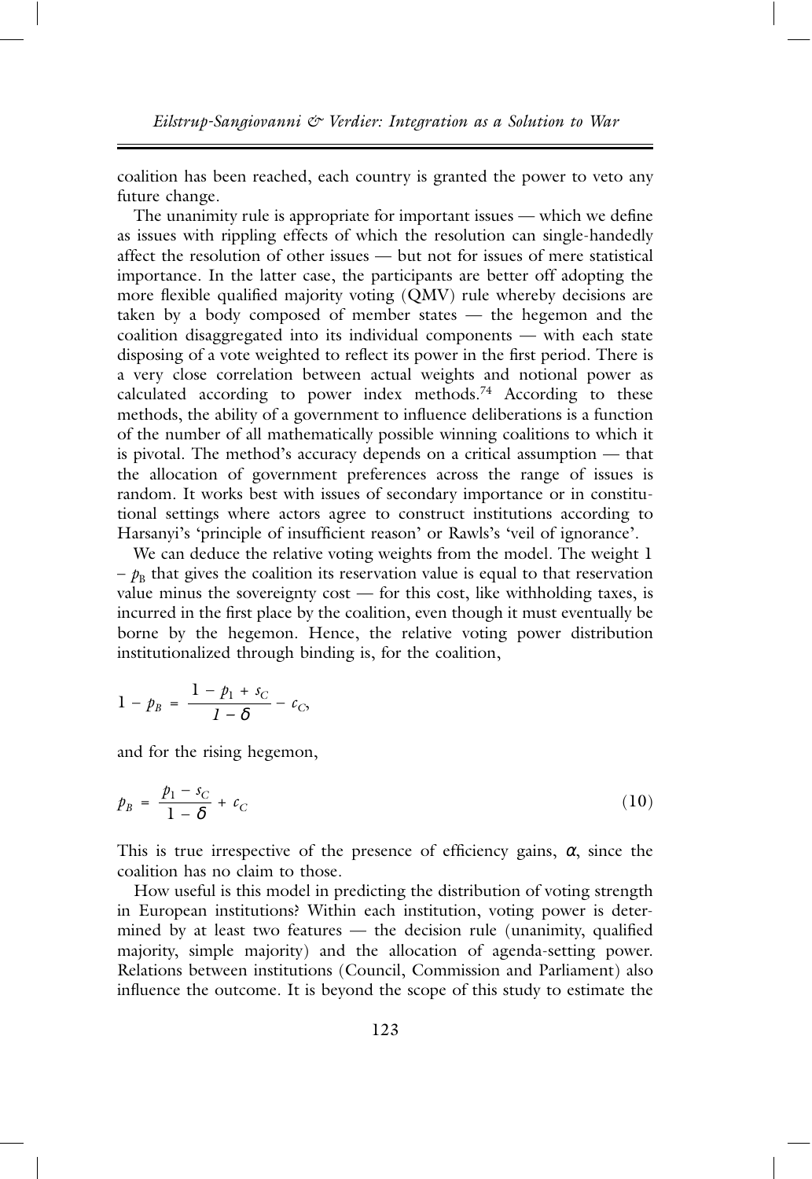coalition has been reached, each country is granted the power to veto any future change.

The unanimity rule is appropriate for important issues — which we define as issues with rippling effects of which the resolution can single-handedly affect the resolution of other issues — but not for issues of mere statistical importance. In the latter case, the participants are better off adopting the more flexible qualified majority voting (QMV) rule whereby decisions are taken by a body composed of member states — the hegemon and the coalition disaggregated into its individual components — with each state disposing of a vote weighted to reflect its power in the first period. There is a very close correlation between actual weights and notional power as calculated according to power index methods.[74] According to these methods, the ability of a government to influence deliberations is a function of the number of all mathematically possible winning coalitions to which it is pivotal. The method's accuracy depends on a critical assumption — that the allocation of government preferences across the range of issues is random. It works best with issues of secondary importance or in constitutional settings where actors agree to construct institutions according to Harsanyi's 'principle of insufficient reason' or Rawls's 'veil of ignorance'.

We can deduce the relative voting weights from the model. The weight $1 - p_B$ that gives the coalition its reservation value is equal to that reservation value minus the sovereignty cost — for this cost, like withholding taxes, is incurred in the first place by the coalition, even though it must eventually be borne by the hegemon. Hence, the relative voting power distribution institutionalized through binding is, for the coalition,

$$1 - p_B = \frac{1 - p_1 + s_C}{1 - \delta} - c_C,$$

and for the rising hegemon,

$$p_B = \frac{p_1 - s_C}{1 - \delta} + c_C \tag{10}$$

This is true irrespective of the presence of efficiency gains, $\alpha$, since the coalition has no claim to those.

How useful is this model in predicting the distribution of voting strength in European institutions? Within each institution, voting power is determined by at least two features — the decision rule (unanimity, qualified majority, simple majority) and the allocation of agenda-setting power. Relations between institutions (Council, Commission and Parliament) also influence the outcome. It is beyond the scope of this study to estimate the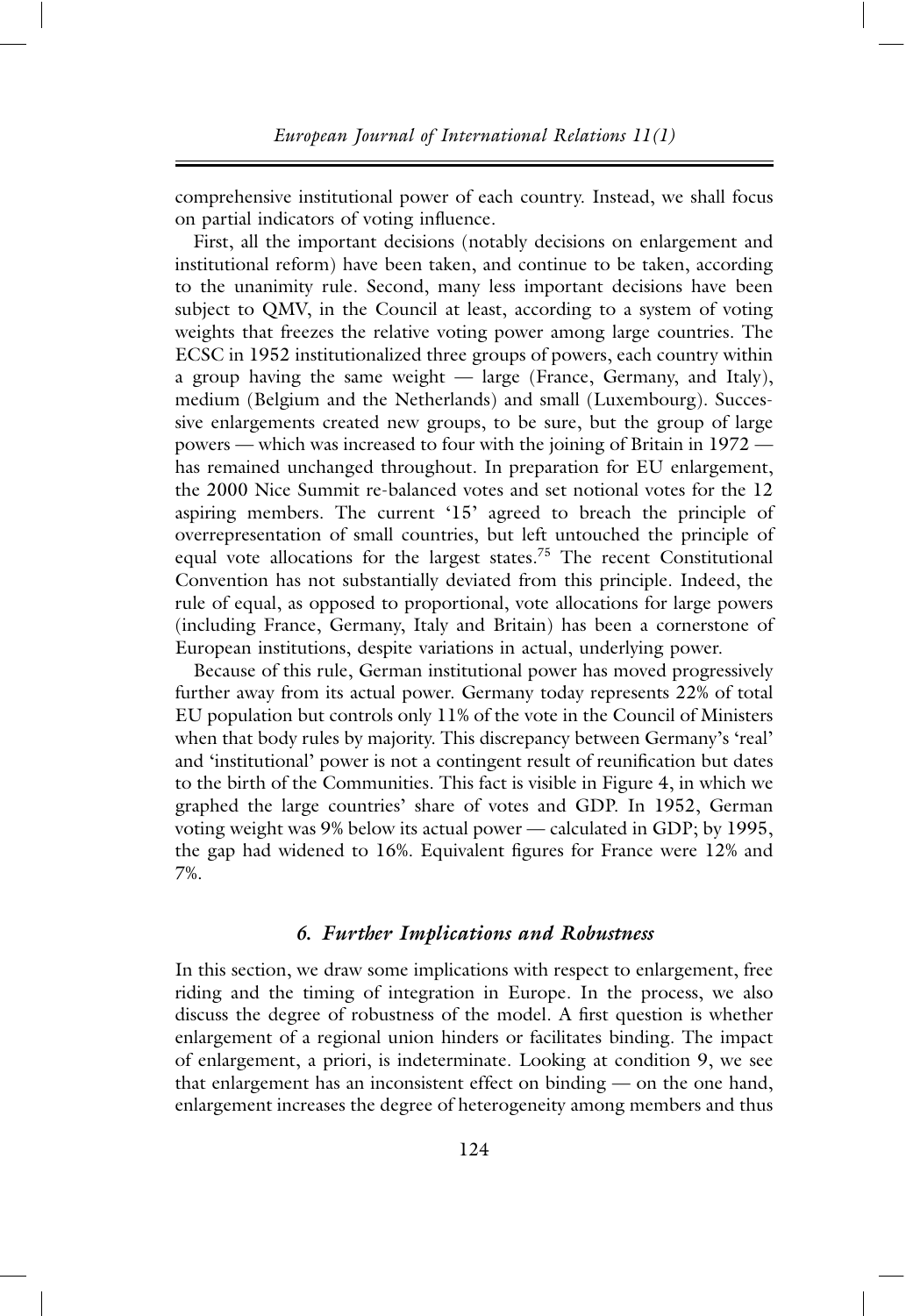comprehensive institutional power of each country. Instead, we shall focus on partial indicators of voting influence.

First, all the important decisions (notably decisions on enlargement and institutional reform) have been taken, and continue to be taken, according to the unanimity rule. Second, many less important decisions have been subject to QMV, in the Council at least, according to a system of voting weights that freezes the relative voting power among large countries. The ECSC in 1952 institutionalized three groups of powers, each country within a group having the same weight — large (France, Germany, and Italy), medium (Belgium and the Netherlands) and small (Luxembourg). Successive enlargements created new groups, to be sure, but the group of large powers — which was increased to four with the joining of Britain in 1972 — has remained unchanged throughout. In preparation for EU enlargement, the 2000 Nice Summit re-balanced votes and set notional votes for the 12 aspiring members. The current '15' agreed to breach the principle of overrepresentation of small countries, but left untouched the principle of equal vote allocations for the largest states.[75] The recent Constitutional Convention has not substantially deviated from this principle. Indeed, the rule of equal, as opposed to proportional, vote allocations for large powers (including France, Germany, Italy and Britain) has been a cornerstone of European institutions, despite variations in actual, underlying power.

Because of this rule, German institutional power has moved progressively further away from its actual power. Germany today represents 22% of total EU population but controls only 11% of the vote in the Council of Ministers when that body rules by majority. This discrepancy between Germany's 'real' and 'institutional' power is not a contingent result of reunification but dates to the birth of the Communities. This fact is visible in Figure 4, in which we graphed the large countries' share of votes and GDP. In 1952, German voting weight was 9% below its actual power — calculated in GDP; by 1995, the gap had widened to 16%. Equivalent figures for France were 12% and 7%.

### *6. Further Implications and Robustness*

In this section, we draw some implications with respect to enlargement, free riding and the timing of integration in Europe. In the process, we also discuss the degree of robustness of the model. A first question is whether enlargement of a regional union hinders or facilitates binding. The impact of enlargement, a priori, is indeterminate. Looking at condition 9, we see that enlargement has an inconsistent effect on binding — on the one hand, enlargement increases the degree of heterogeneity among members and thus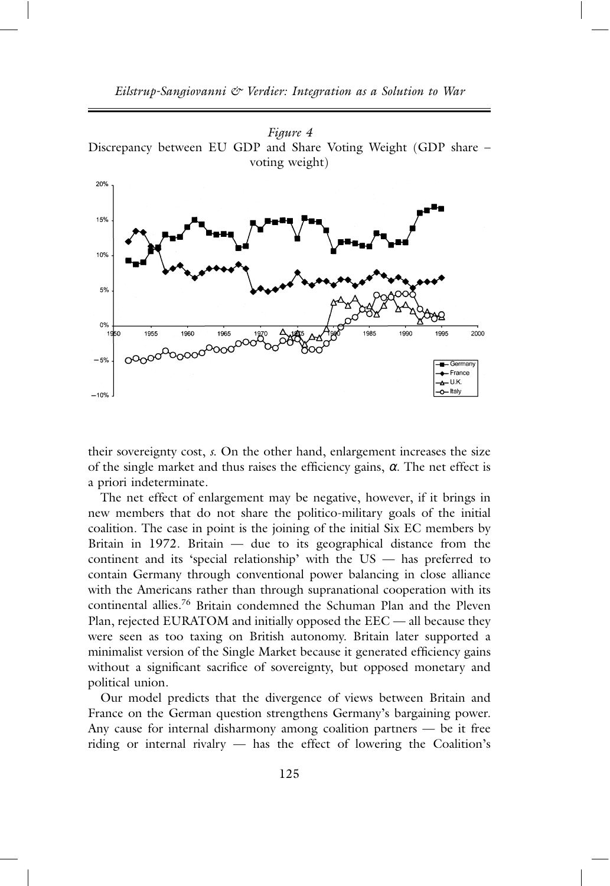*Figure 4*
Discrepancy between EU GDP and Share Voting Weight (GDP share – voting weight)

their sovereignty cost, *s*. On the other hand, enlargement increases the size of the single market and thus raises the efficiency gains, $\alpha$. The net effect is a priori indeterminate.

The net effect of enlargement may be negative, however, if it brings in new members that do not share the politico-military goals of the initial coalition. The case in point is the joining of the initial Six EC members by Britain in 1972. Britain — due to its geographical distance from the continent and its 'special relationship' with the US — has preferred to contain Germany through conventional power balancing in close alliance with the Americans rather than through supranational cooperation with its continental allies.[76] Britain condemned the Schuman Plan and the Pleven Plan, rejected EURATOM and initially opposed the EEC — all because they were seen as too taxing on British autonomy. Britain later supported a minimalist version of the Single Market because it generated efficiency gains without a significant sacrifice of sovereignty, but opposed monetary and political union.

Our model predicts that the divergence of views between Britain and France on the German question strengthens Germany's bargaining power. Any cause for internal disharmony among coalition partners — be it free riding or internal rivalry — has the effect of lowering the Coalition's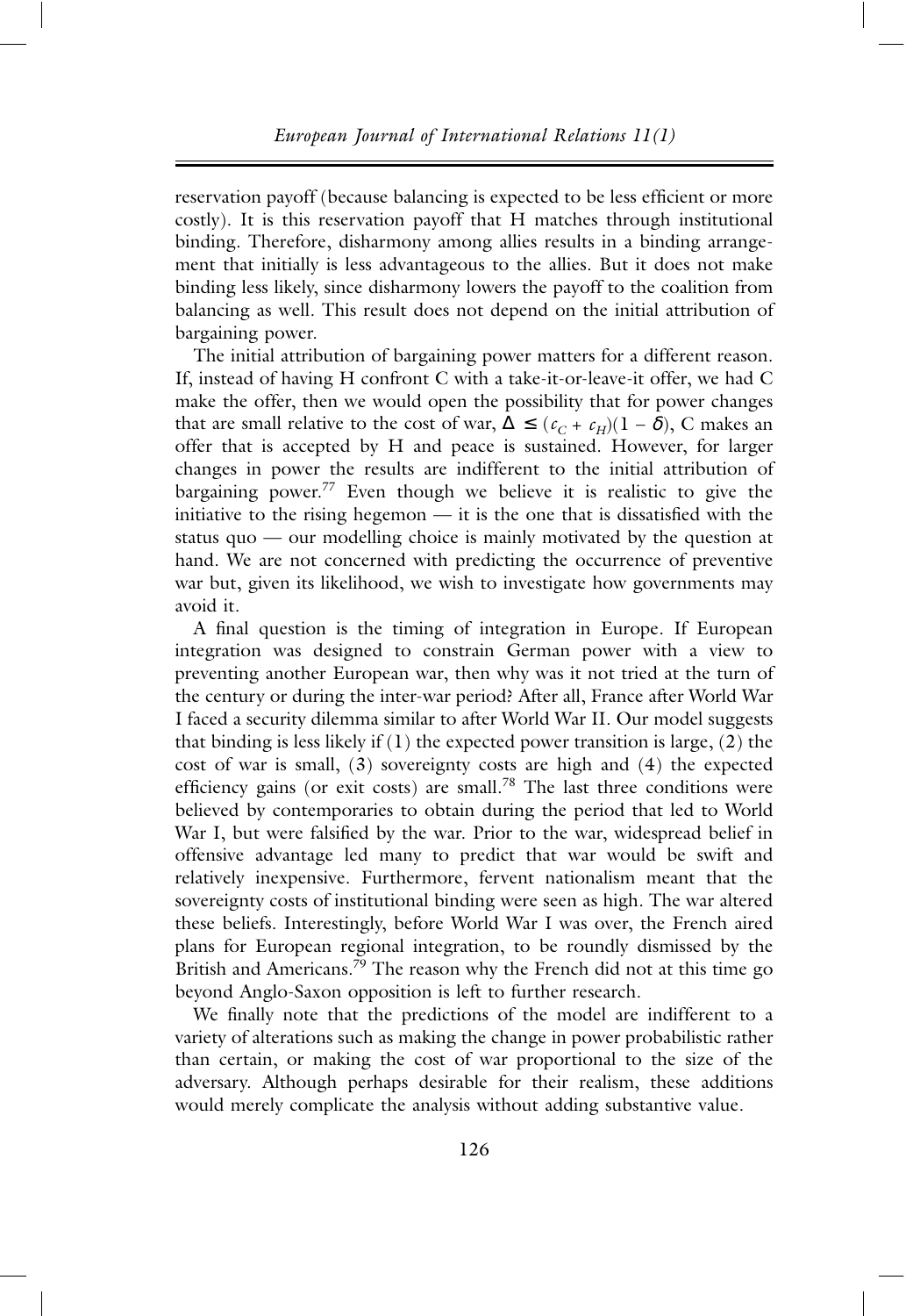reservation payoff (because balancing is expected to be less efficient or more costly). It is this reservation payoff that H matches through institutional binding. Therefore, disharmony among allies results in a binding arrangement that initially is less advantageous to the allies. But it does not make binding less likely, since disharmony lowers the payoff to the coalition from balancing as well. This result does not depend on the initial attribution of bargaining power.

The initial attribution of bargaining power matters for a different reason. If, instead of having H confront C with a take-it-or-leave-it offer, we had C make the offer, then we would open the possibility that for power changes that are small relative to the cost of war, $\Delta \leq (c_C + c_H)(1 - \delta)$, C makes an offer that is accepted by H and peace is sustained. However, for larger changes in power the results are indifferent to the initial attribution of bargaining power.[77] Even though we believe it is realistic to give the initiative to the rising hegemon — it is the one that is dissatisfied with the status quo — our modelling choice is mainly motivated by the question at hand. We are not concerned with predicting the occurrence of preventive war but, given its likelihood, we wish to investigate how governments may avoid it.

A final question is the timing of integration in Europe. If European integration was designed to constrain German power with a view to preventing another European war, then why was it not tried at the turn of the century or during the inter-war period? After all, France after World War I faced a security dilemma similar to after World War II. Our model suggests that binding is less likely if (1) the expected power transition is large, (2) the cost of war is small, (3) sovereignty costs are high and (4) the expected efficiency gains (or exit costs) are small.[78] The last three conditions were believed by contemporaries to obtain during the period that led to World War I, but were falsified by the war. Prior to the war, widespread belief in offensive advantage led many to predict that war would be swift and relatively inexpensive. Furthermore, fervent nationalism meant that the sovereignty costs of institutional binding were seen as high. The war altered these beliefs. Interestingly, before World War I was over, the French aired plans for European regional integration, to be roundly dismissed by the British and Americans.[79] The reason why the French did not at this time go beyond Anglo-Saxon opposition is left to further research.

We finally note that the predictions of the model are indifferent to a variety of alterations such as making the change in power probabilistic rather than certain, or making the cost of war proportional to the size of the adversary. Although perhaps desirable for their realism, these additions would merely complicate the analysis without adding substantive value.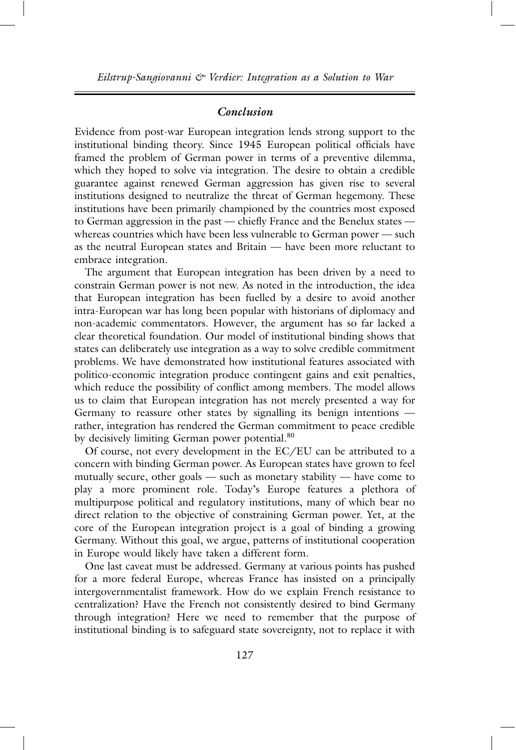## *Conclusion*

Evidence from post-war European integration lends strong support to the institutional binding theory. Since 1945 European political officials have framed the problem of German power in terms of a preventive dilemma, which they hoped to solve via integration. The desire to obtain a credible guarantee against renewed German aggression has given rise to several institutions designed to neutralize the threat of German hegemony. These institutions have been primarily championed by the countries most exposed to German aggression in the past — chiefly France and the Benelux states — whereas countries which have been less vulnerable to German power — such as the neutral European states and Britain — have been more reluctant to embrace integration.

The argument that European integration has been driven by a need to constrain German power is not new. As noted in the introduction, the idea that European integration has been fuelled by a desire to avoid another intra-European war has long been popular with historians of diplomacy and non-academic commentators. However, the argument has so far lacked a clear theoretical foundation. Our model of institutional binding shows that states can deliberately use integration as a way to solve credible commitment problems. We have demonstrated how institutional features associated with politico-economic integration produce contingent gains and exit penalties, which reduce the possibility of conflict among members. The model allows us to claim that European integration has not merely presented a way for Germany to reassure other states by signalling its benign intentions — rather, integration has rendered the German commitment to peace credible by decisively limiting German power potential.[80]

Of course, not every development in the EC/EU can be attributed to a concern with binding German power. As European states have grown to feel mutually secure, other goals — such as monetary stability — have come to play a more prominent role. Today's Europe features a plethora of multipurpose political and regulatory institutions, many of which bear no direct relation to the objective of constraining German power. Yet, at the core of the European integration project is a goal of binding a growing Germany. Without this goal, we argue, patterns of institutional cooperation in Europe would likely have taken a different form.

One last caveat must be addressed. Germany at various points has pushed for a more federal Europe, whereas France has insisted on a principally intergovernmentalist framework. How do we explain French resistance to centralization? Have the French not consistently desired to bind Germany through integration? Here we need to remember that the purpose of institutional binding is to safeguard state sovereignty, not to replace it with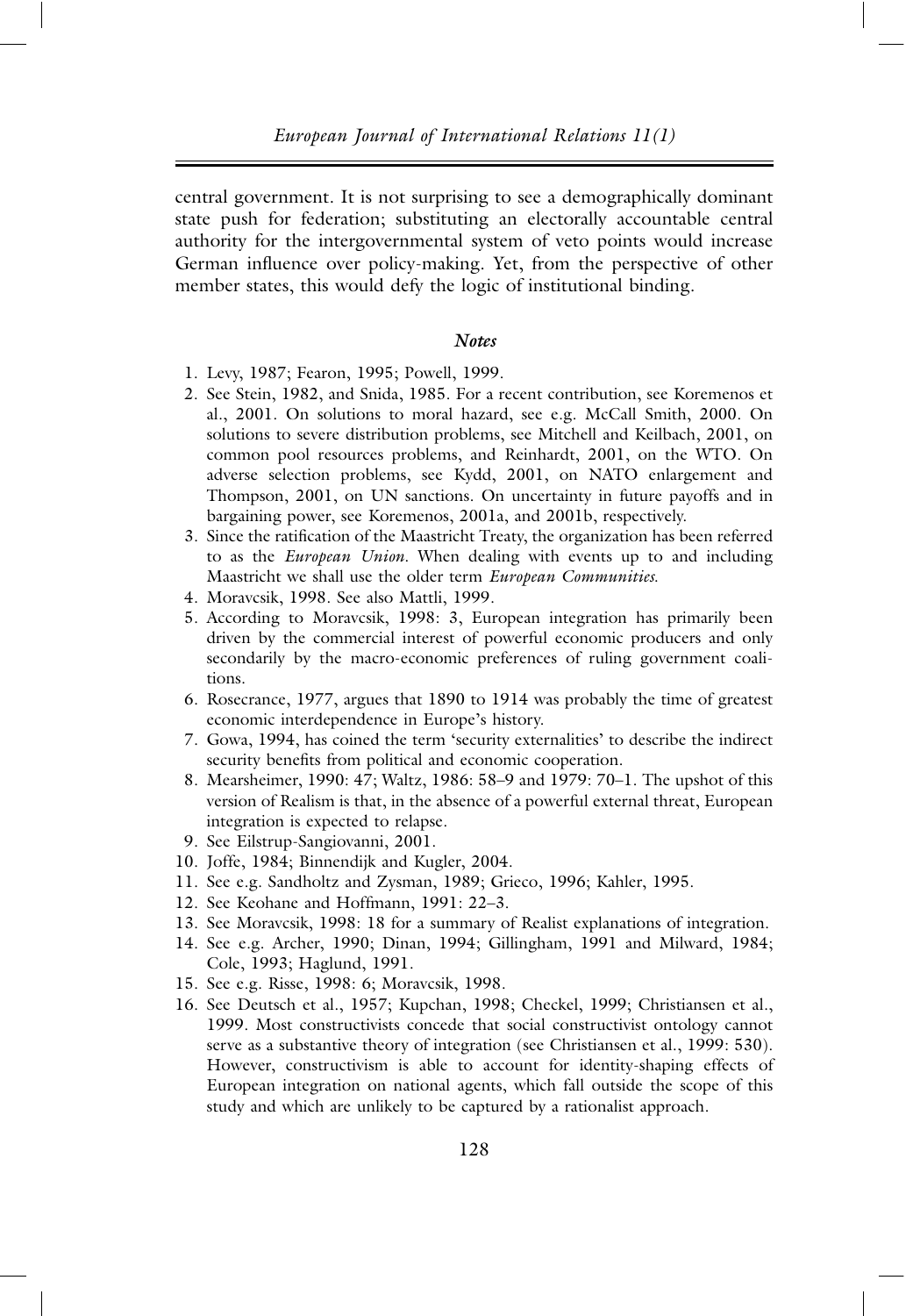central government. It is not surprising to see a demographically dominant state push for federation; substituting an electorally accountable central authority for the intergovernmental system of veto points would increase German influence over policy-making. Yet, from the perspective of other member states, this would defy the logic of institutional binding.

### *Notes*

1. Levy, 1987; Fearon, 1995; Powell, 1999.
2. See Stein, 1982, and Snida, 1985. For a recent contribution, see Koremenos et al., 2001. On solutions to moral hazard, see e.g. McCall Smith, 2000. On solutions to severe distribution problems, see Mitchell and Keilbach, 2001, on common pool resources problems, and Reinhardt, 2001, on the WTO. On adverse selection problems, see Kydd, 2001, on NATO enlargement and Thompson, 2001, on UN sanctions. On uncertainty in future payoffs and in bargaining power, see Koremenos, 2001a, and 2001b, respectively.
3. Since the ratification of the Maastricht Treaty, the organization has been referred to as the *European Union*. When dealing with events up to and including Maastricht we shall use the older term *European Communities*.
4. Moravcsik, 1998. See also Mattli, 1999.
5. According to Moravcsik, 1998: 3, European integration has primarily been driven by the commercial interest of powerful economic producers and only secondarily by the macro-economic preferences of ruling government coalitions.
6. Rosecrance, 1977, argues that 1890 to 1914 was probably the time of greatest economic interdependence in Europe's history.
7. Gowa, 1994, has coined the term 'security externalities' to describe the indirect security benefits from political and economic cooperation.
8. Mearsheimer, 1990: 47; Waltz, 1986: 58–9 and 1979: 70–1. The upshot of this version of Realism is that, in the absence of a powerful external threat, European integration is expected to relapse.
9. See Eilstrup-Sangiovanni, 2001.
10. Joffe, 1984; Binnendijk and Kugler, 2004.
11. See e.g. Sandholtz and Zysman, 1989; Grieco, 1996; Kahler, 1995.
12. See Keohane and Hoffmann, 1991: 22–3.
13. See Moravcsik, 1998: 18 for a summary of Realist explanations of integration.
14. See e.g. Archer, 1990; Dinan, 1994; Gillingham, 1991 and Milward, 1984; Cole, 1993; Haglund, 1991.
15. See e.g. Risse, 1998: 6; Moravcsik, 1998.
16. See Deutsch et al., 1957; Kupchan, 1998; Checkel, 1999; Christiansen et al., 1999. Most constructivists concede that social constructivist ontology cannot serve as a substantive theory of integration (see Christiansen et al., 1999: 530). However, constructivism is able to account for identity-shaping effects of European integration on national agents, which fall outside the scope of this study and which are unlikely to be captured by a rationalist approach.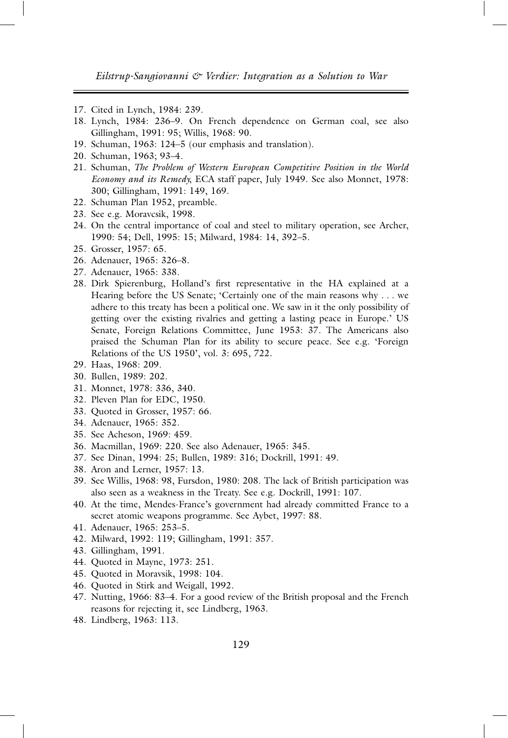17. Cited in Lynch, 1984: 239.
18. Lynch, 1984: 236–9. On French dependence on German coal, see also Gillingham, 1991: 95; Willis, 1968: 90.
19. Schuman, 1963: 124–5 (our emphasis and translation).
20. Schuman, 1963; 93–4.
21. Schuman, *The Problem of Western European Competitive Position in the World Economy and its Remedy*, ECA staff paper, July 1949. See also Monnet, 1978: 300; Gillingham, 1991: 149, 169.
22. Schuman Plan 1952, preamble.
23. See e.g. Moravcsik, 1998.
24. On the central importance of coal and steel to military operation, see Archer, 1990: 54; Dell, 1995: 15; Milward, 1984: 14, 392–5.
25. Grosser, 1957: 65.
26. Adenauer, 1965: 326–8.
27. Adenauer, 1965: 338.
28. Dirk Spierenburg, Holland's first representative in the HA explained at a Hearing before the US Senate; 'Certainly one of the main reasons why . . . we adhere to this treaty has been a political one. We saw in it the only possibility of getting over the existing rivalries and getting a lasting peace in Europe.' US Senate, Foreign Relations Committee, June 1953: 37. The Americans also praised the Schuman Plan for its ability to secure peace. See e.g. 'Foreign Relations of the US 1950', vol. 3: 695, 722.
29. Haas, 1968: 209.
30. Bullen, 1989: 202.
31. Monnet, 1978: 336, 340.
32. Pleven Plan for EDC, 1950.
33. Quoted in Grosser, 1957: 66.
34. Adenauer, 1965: 352.
35. See Acheson, 1969: 459.
36. Macmillan, 1969: 220. See also Adenauer, 1965: 345.
37. See Dinan, 1994: 25; Bullen, 1989: 316; Dockrill, 1991: 49.
38. Aron and Lerner, 1957: 13.
39. See Willis, 1968: 98, Fursdon, 1980: 208. The lack of British participation was also seen as a weakness in the Treaty. See e.g. Dockrill, 1991: 107.
40. At the time, Mendes-France's government had already committed France to a secret atomic weapons programme. See Aybet, 1997: 88.
41. Adenauer, 1965: 253–5.
42. Milward, 1992: 119; Gillingham, 1991: 357.
43. Gillingham, 1991.
44. Quoted in Mayne, 1973: 251.
45. Quoted in Moravsik, 1998: 104.
46. Quoted in Stirk and Weigall, 1992.
47. Nutting, 1966: 83–4. For a good review of the British proposal and the French reasons for rejecting it, see Lindberg, 1963.
48. Lindberg, 1963: 113.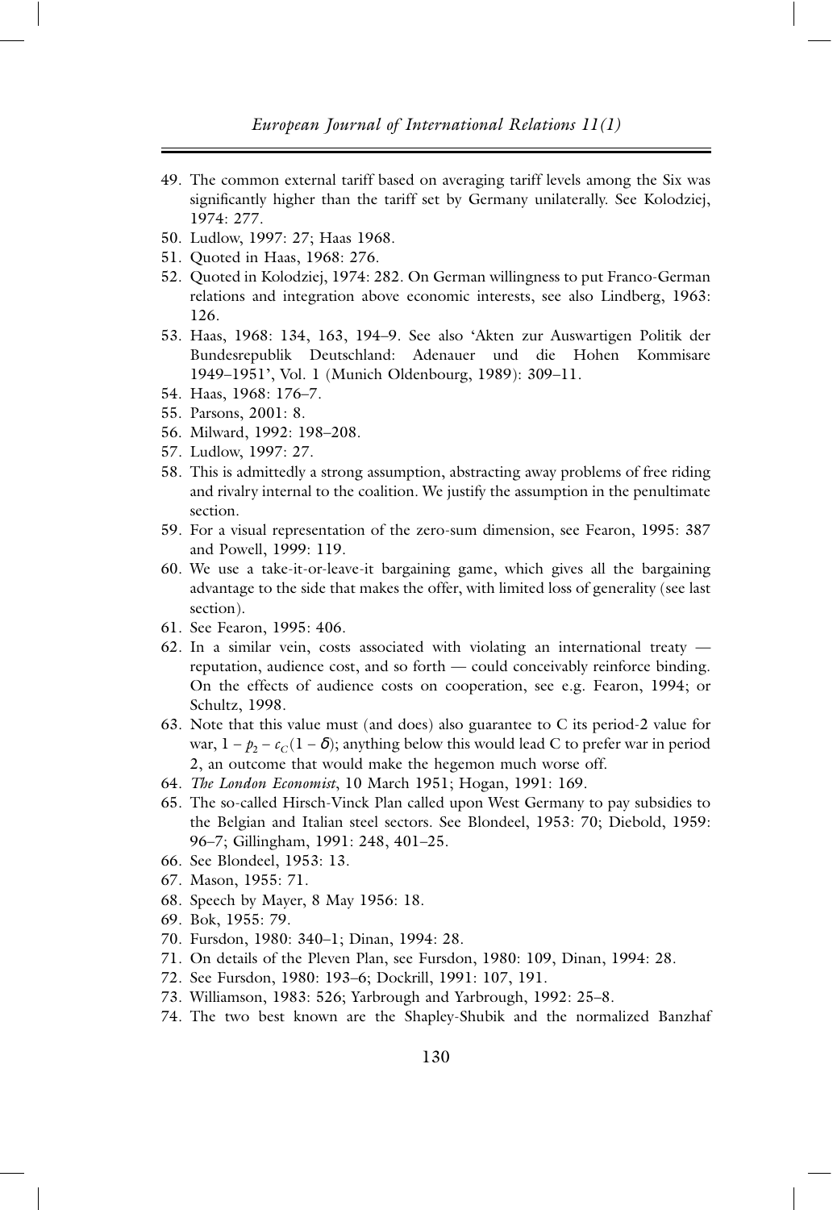49. The common external tariff based on averaging tariff levels among the Six was significantly higher than the tariff set by Germany unilaterally. See Kolodziej, 1974: 277.
50. Ludlow, 1997: 27; Haas 1968.
51. Quoted in Haas, 1968: 276.
52. Quoted in Kolodziej, 1974: 282. On German willingness to put Franco-German relations and integration above economic interests, see also Lindberg, 1963: 126.
53. Haas, 1968: 134, 163, 194–9. See also 'Akten zur Auswartigen Politik der Bundesrepublik Deutschland: Adenauer und die Hohen Kommisare 1949–1951', Vol. 1 (Munich Oldenbourg, 1989): 309–11.
54. Haas, 1968: 176–7.
55. Parsons, 2001: 8.
56. Milward, 1992: 198–208.
57. Ludlow, 1997: 27.
58. This is admittedly a strong assumption, abstracting away problems of free riding and rivalry internal to the coalition. We justify the assumption in the penultimate section.
59. For a visual representation of the zero-sum dimension, see Fearon, 1995: 387 and Powell, 1999: 119.
60. We use a take-it-or-leave-it bargaining game, which gives all the bargaining advantage to the side that makes the offer, with limited loss of generality (see last section).
61. See Fearon, 1995: 406.
62. In a similar vein, costs associated with violating an international treaty — reputation, audience cost, and so forth — could conceivably reinforce binding. On the effects of audience costs on cooperation, see e.g. Fearon, 1994; or Schultz, 1998.
63. Note that this value must (and does) also guarantee to C its period-2 value for war, $1 - p_2 - c_C(1 - \delta)$; anything below this would lead C to prefer war in period 2, an outcome that would make the hegemon much worse off.
64. *The London Economist*, 10 March 1951; Hogan, 1991: 169.
65. The so-called Hirsch-Vinck Plan called upon West Germany to pay subsidies to the Belgian and Italian steel sectors. See Blondeel, 1953: 70; Diebold, 1959: 96–7; Gillingham, 1991: 248, 401–25.
66. See Blondeel, 1953: 13.
67. Mason, 1955: 71.
68. Speech by Mayer, 8 May 1956: 18.
69. Bok, 1955: 79.
70. Fursdon, 1980: 340–1; Dinan, 1994: 28.
71. On details of the Pleven Plan, see Fursdon, 1980: 109, Dinan, 1994: 28.
72. See Fursdon, 1980: 193–6; Dockrill, 1991: 107, 191.
73. Williamson, 1983: 526; Yarbrough and Yarbrough, 1992: 25–8.
74. The two best known are the Shapley-Shubik and the normalized Banzhaf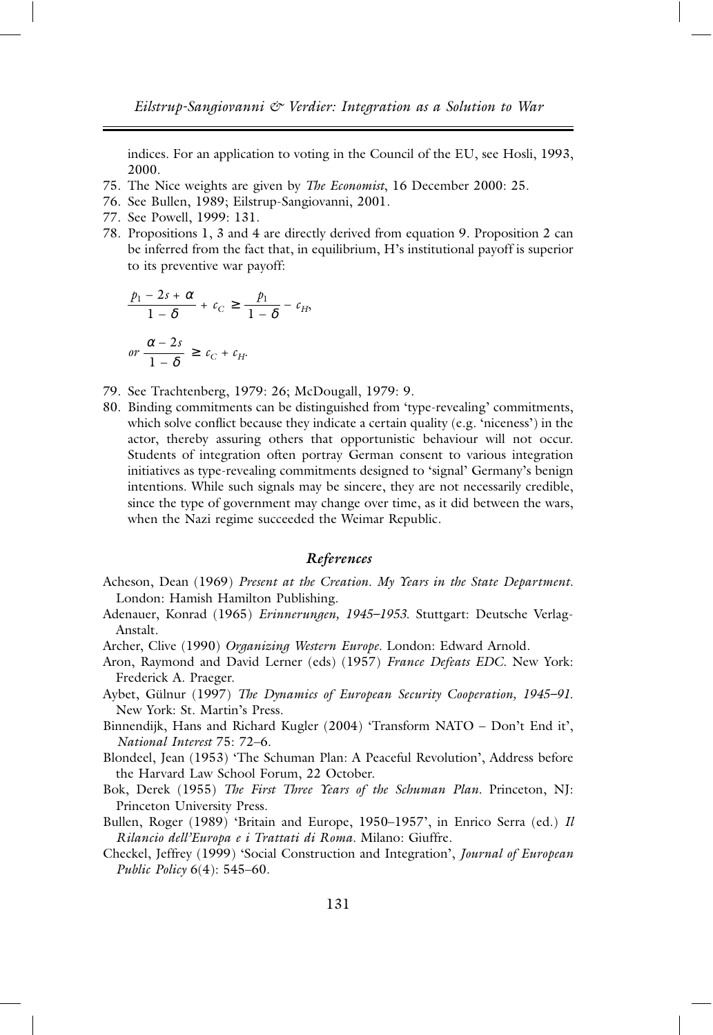indices. For an application to voting in the Council of the EU, see Hosli, 1993, 2000.

75. The Nice weights are given by *The Economist*, 16 December 2000: 25.
76. See Bullen, 1989; Eilstrup-Sangiovanni, 2001.
77. See Powell, 1999: 131.
78. Propositions 1, 3 and 4 are directly derived from equation 9. Proposition 2 can be inferred from the fact that, in equilibrium, H's institutional payoff is superior to its preventive war payoff:

$$\frac{p_1 - 2s + \alpha}{1 - \delta} + c_C \geq \frac{p_1}{1 - \delta} - c_H,$$

$$or\ \frac{\alpha - 2s}{1 - \delta} \geq c_C + c_H.$$

79. See Trachtenberg, 1979: 26; McDougall, 1979: 9.
80. Binding commitments can be distinguished from 'type-revealing' commitments, which solve conflict because they indicate a certain quality (e.g. 'niceness') in the actor, thereby assuring others that opportunistic behaviour will not occur. Students of integration often portray German consent to various integration initiatives as type-revealing commitments designed to 'signal' Germany's benign intentions. While such signals may be sincere, they are not necessarily credible, since the type of government may change over time, as it did between the wars, when the Nazi regime succeeded the Weimar Republic.

## *References*

Acheson, Dean (1969) *Present at the Creation. My Years in the State Department*. London: Hamish Hamilton Publishing.

Adenauer, Konrad (1965) *Erinnerungen, 1945–1953*. Stuttgart: Deutsche Verlag-Anstalt.

Archer, Clive (1990) *Organizing Western Europe*. London: Edward Arnold.

Aron, Raymond and David Lerner (eds) (1957) *France Defeats EDC*. New York: Frederick A. Praeger.

Aybet, Gülnur (1997) *The Dynamics of European Security Cooperation, 1945–91*. New York: St. Martin's Press.

Binnendijk, Hans and Richard Kugler (2004) 'Transform NATO – Don't End it', *National Interest* 75: 72–6.

Blondeel, Jean (1953) 'The Schuman Plan: A Peaceful Revolution', Address before the Harvard Law School Forum, 22 October.

Bok, Derek (1955) *The First Three Years of the Schuman Plan*. Princeton, NJ: Princeton University Press.

Bullen, Roger (1989) 'Britain and Europe, 1950–1957', in Enrico Serra (ed.) *Il Rilancio dell'Europa e i Trattati di Roma*. Milano: Giuffre.

Checkel, Jeffrey (1999) 'Social Construction and Integration', *Journal of European Public Policy* 6(4): 545–60.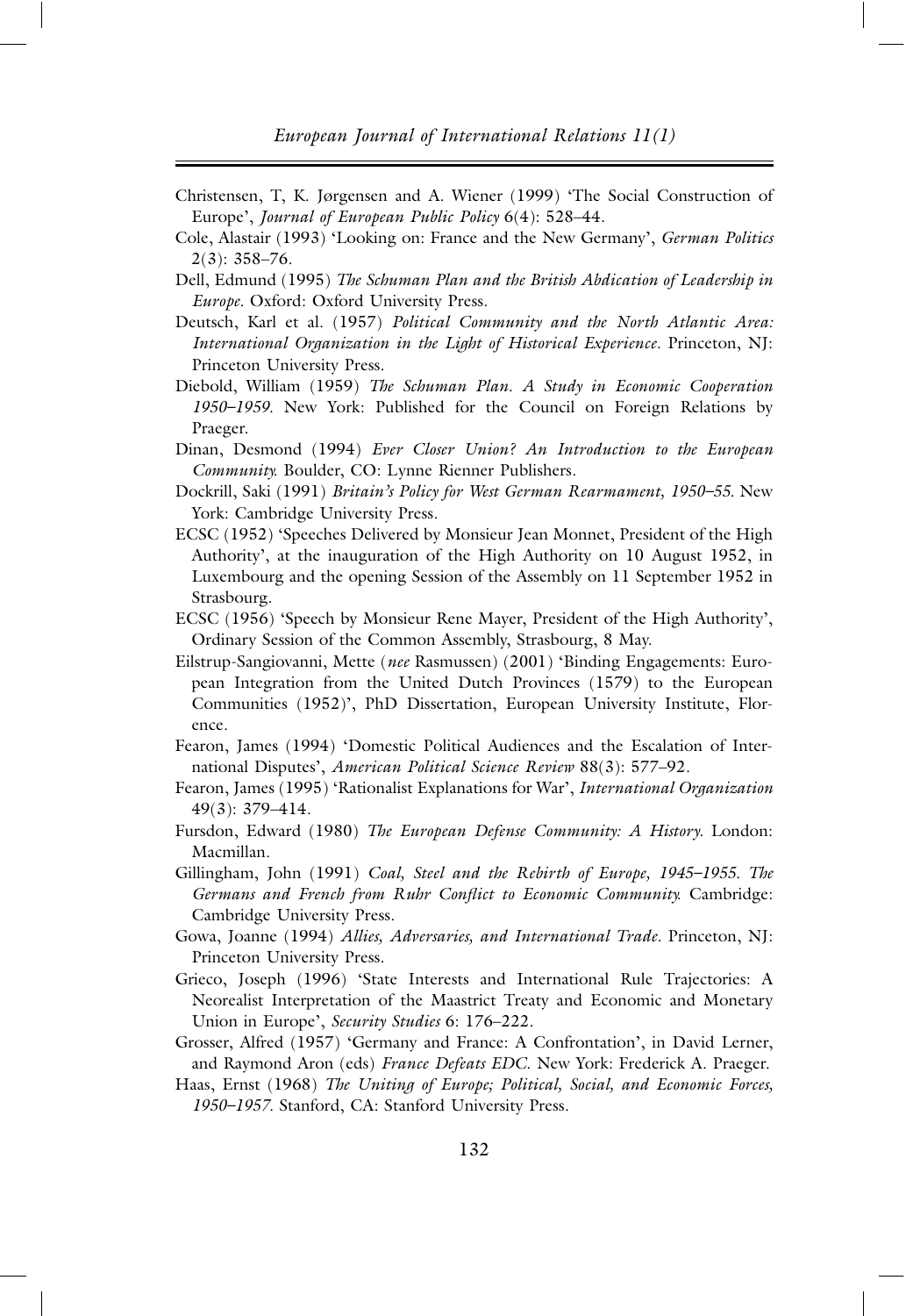Christensen, T, K. Jørgensen and A. Wiener (1999) 'The Social Construction of Europe', *Journal of European Public Policy* 6(4): 528–44.

Cole, Alastair (1993) 'Looking on: France and the New Germany', *German Politics* 2(3): 358–76.

Dell, Edmund (1995) *The Schuman Plan and the British Abdication of Leadership in Europe*. Oxford: Oxford University Press.

Deutsch, Karl et al. (1957) *Political Community and the North Atlantic Area: International Organization in the Light of Historical Experience*. Princeton, NJ: Princeton University Press.

Diebold, William (1959) *The Schuman Plan. A Study in Economic Cooperation 1950–1959*. New York: Published for the Council on Foreign Relations by Praeger.

Dinan, Desmond (1994) *Ever Closer Union? An Introduction to the European Community.* Boulder, CO: Lynne Rienner Publishers.

Dockrill, Saki (1991) *Britain's Policy for West German Rearmament, 1950–55*. New York: Cambridge University Press.

ECSC (1952) 'Speeches Delivered by Monsieur Jean Monnet, President of the High Authority', at the inauguration of the High Authority on 10 August 1952, in Luxembourg and the opening Session of the Assembly on 11 September 1952 in Strasbourg.

ECSC (1956) 'Speech by Monsieur Rene Mayer, President of the High Authority', Ordinary Session of the Common Assembly, Strasbourg, 8 May.

Eilstrup-Sangiovanni, Mette (*nee* Rasmussen) (2001) 'Binding Engagements: European Integration from the United Dutch Provinces (1579) to the European Communities (1952)', PhD Dissertation, European University Institute, Florence.

Fearon, James (1994) 'Domestic Political Audiences and the Escalation of International Disputes', *American Political Science Review* 88(3): 577–92.

Fearon, James (1995) 'Rationalist Explanations for War', *International Organization* 49(3): 379–414.

Fursdon, Edward (1980) *The European Defense Community: A History*. London: Macmillan.

Gillingham, John (1991) *Coal, Steel and the Rebirth of Europe, 1945–1955. The Germans and French from Ruhr Conflict to Economic Community.* Cambridge: Cambridge University Press.

Gowa, Joanne (1994) *Allies, Adversaries, and International Trade*. Princeton, NJ: Princeton University Press.

Grieco, Joseph (1996) 'State Interests and International Rule Trajectories: A Neorealist Interpretation of the Maastrict Treaty and Economic and Monetary Union in Europe', *Security Studies* 6: 176–222.

Grosser, Alfred (1957) 'Germany and France: A Confrontation', in David Lerner, and Raymond Aron (eds) *France Defeats EDC.* New York: Frederick A. Praeger.

Haas, Ernst (1968) *The Uniting of Europe; Political, Social, and Economic Forces, 1950–1957*. Stanford, CA: Stanford University Press.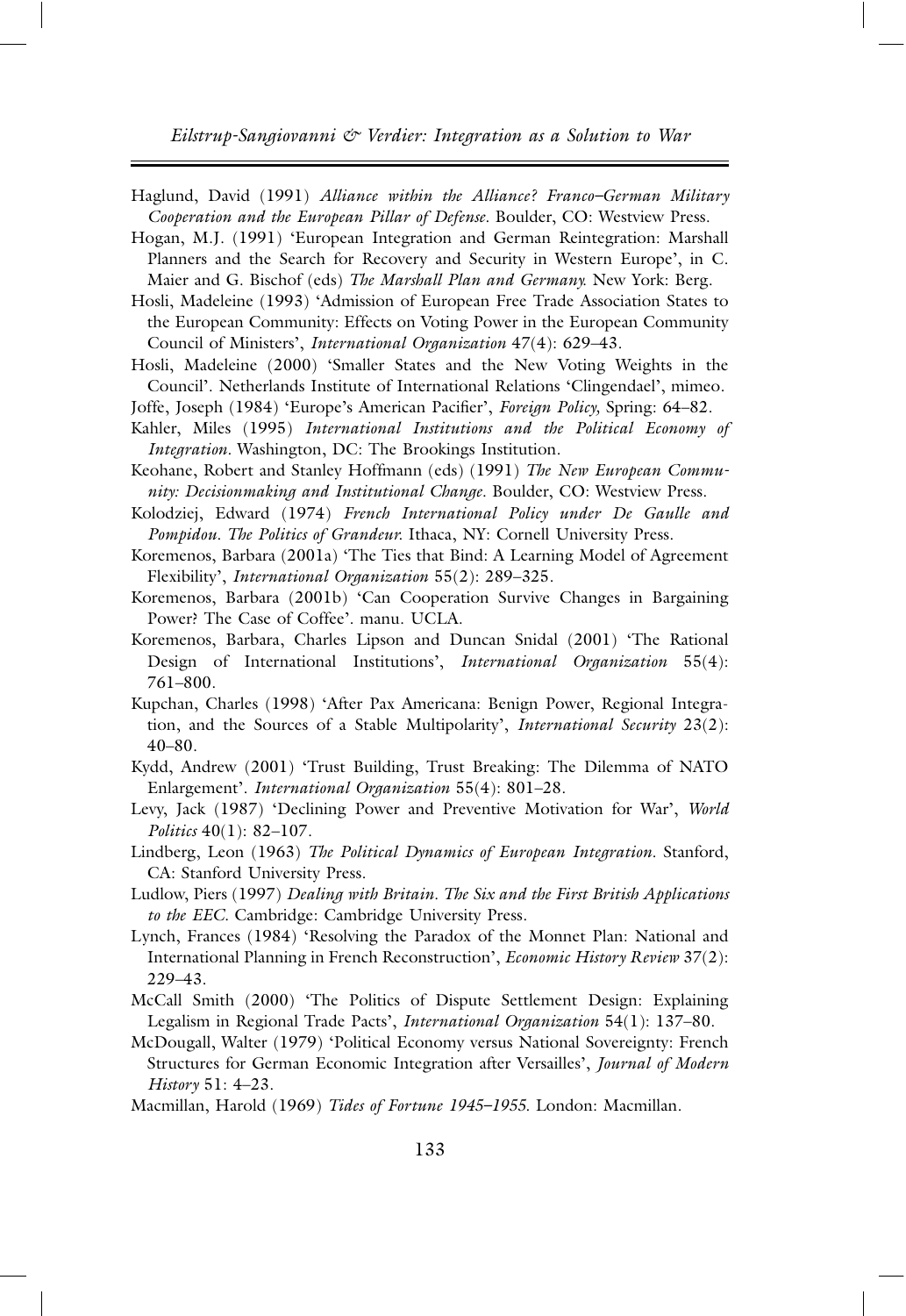Haglund, David (1991) *Alliance within the Alliance? Franco–German Military Cooperation and the European Pillar of Defense*. Boulder, CO: Westview Press.

Hogan, M.J. (1991) 'European Integration and German Reintegration: Marshall Planners and the Search for Recovery and Security in Western Europe', in C. Maier and G. Bischof (eds) *The Marshall Plan and Germany.* New York: Berg.

Hosli, Madeleine (1993) 'Admission of European Free Trade Association States to the European Community: Effects on Voting Power in the European Community Council of Ministers', *International Organization* 47(4): 629–43.

Hosli, Madeleine (2000) 'Smaller States and the New Voting Weights in the Council'. Netherlands Institute of International Relations 'Clingendael', mimeo.

Joffe, Joseph (1984) 'Europe's American Pacifier', *Foreign Policy,* Spring: 64–82.

Kahler, Miles (1995) *International Institutions and the Political Economy of Integration*. Washington, DC: The Brookings Institution.

Keohane, Robert and Stanley Hoffmann (eds) (1991) *The New European Community: Decisionmaking and Institutional Change*. Boulder, CO: Westview Press.

Kolodziej, Edward (1974) *French International Policy under De Gaulle and Pompidou. The Politics of Grandeur.* Ithaca, NY: Cornell University Press.

Koremenos, Barbara (2001a) 'The Ties that Bind: A Learning Model of Agreement Flexibility', *International Organization* 55(2): 289–325.

Koremenos, Barbara (2001b) 'Can Cooperation Survive Changes in Bargaining Power? The Case of Coffee'. manu. UCLA.

Koremenos, Barbara, Charles Lipson and Duncan Snidal (2001) 'The Rational Design of International Institutions', *International Organization* 55(4): 761–800.

Kupchan, Charles (1998) 'After Pax Americana: Benign Power, Regional Integration, and the Sources of a Stable Multipolarity', *International Security* 23(2): 40–80.

Kydd, Andrew (2001) 'Trust Building, Trust Breaking: The Dilemma of NATO Enlargement'. *International Organization* 55(4): 801–28.

Levy, Jack (1987) 'Declining Power and Preventive Motivation for War', *World Politics* 40(1): 82–107.

Lindberg, Leon (1963) *The Political Dynamics of European Integration*. Stanford, CA: Stanford University Press.

Ludlow, Piers (1997) *Dealing with Britain. The Six and the First British Applications to the EEC.* Cambridge: Cambridge University Press.

Lynch, Frances (1984) 'Resolving the Paradox of the Monnet Plan: National and International Planning in French Reconstruction', *Economic History Review* 37(2): 229–43.

McCall Smith (2000) 'The Politics of Dispute Settlement Design: Explaining Legalism in Regional Trade Pacts', *International Organization* 54(1): 137–80.

McDougall, Walter (1979) 'Political Economy versus National Sovereignty: French Structures for German Economic Integration after Versailles', *Journal of Modern History* 51: 4–23.

Macmillan, Harold (1969) *Tides of Fortune 1945–1955.* London: Macmillan.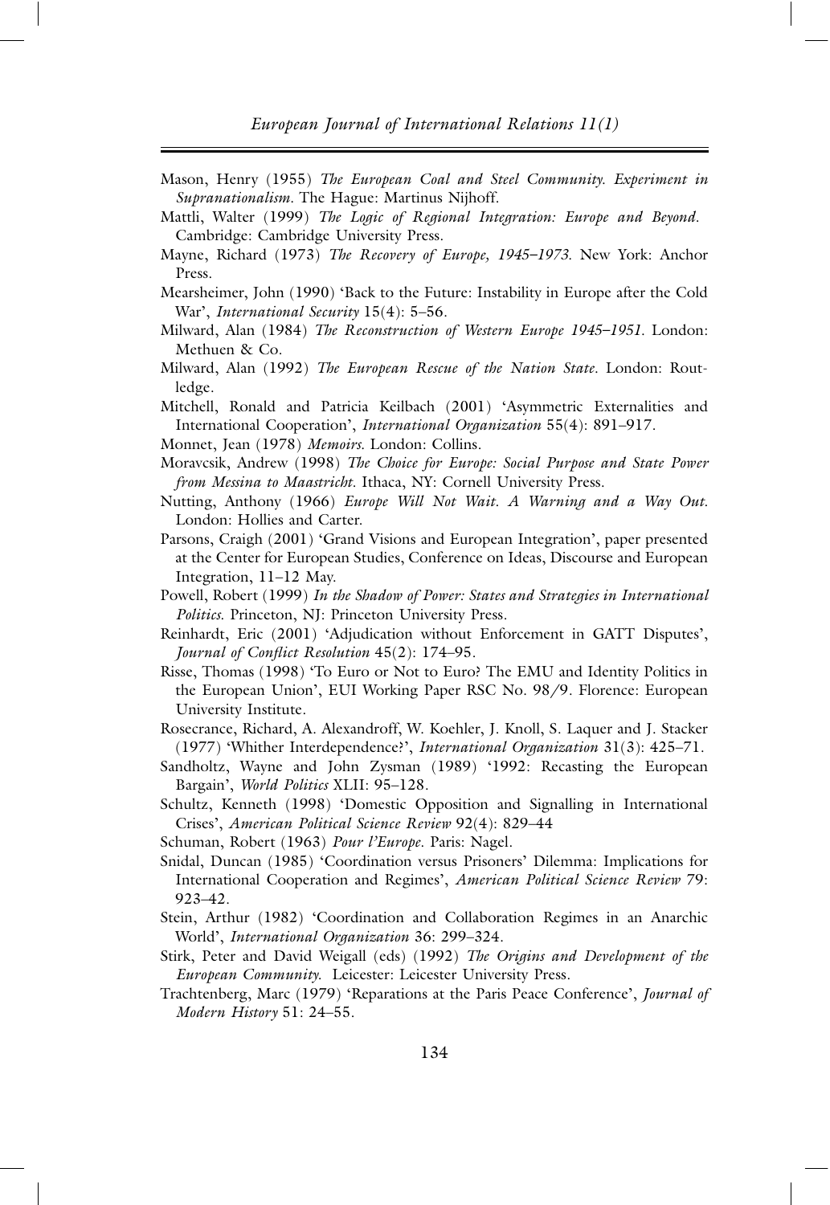Mason, Henry (1955) *The European Coal and Steel Community. Experiment in Supranationalism*. The Hague: Martinus Nijhoff.

Mattli, Walter (1999) *The Logic of Regional Integration: Europe and Beyond*. Cambridge: Cambridge University Press.

Mayne, Richard (1973) *The Recovery of Europe, 1945–1973*. New York: Anchor Press.

Mearsheimer, John (1990) 'Back to the Future: Instability in Europe after the Cold War', *International Security* 15(4): 5–56.

Milward, Alan (1984) *The Reconstruction of Western Europe 1945–1951*. London: Methuen & Co.

Milward, Alan (1992) *The European Rescue of the Nation State*. London: Routledge.

Mitchell, Ronald and Patricia Keilbach (2001) 'Asymmetric Externalities and International Cooperation', *International Organization* 55(4): 891–917.

Monnet, Jean (1978) *Memoirs*. London: Collins.

Moravcsik, Andrew (1998) *The Choice for Europe: Social Purpose and State Power from Messina to Maastricht*. Ithaca, NY: Cornell University Press.

Nutting, Anthony (1966) *Europe Will Not Wait. A Warning and a Way Out*. London: Hollies and Carter.

Parsons, Craigh (2001) 'Grand Visions and European Integration', paper presented at the Center for European Studies, Conference on Ideas, Discourse and European Integration, 11–12 May.

Powell, Robert (1999) *In the Shadow of Power: States and Strategies in International Politics*. Princeton, NJ: Princeton University Press.

Reinhardt, Eric (2001) 'Adjudication without Enforcement in GATT Disputes', *Journal of Conflict Resolution* 45(2): 174–95.

Risse, Thomas (1998) 'To Euro or Not to Euro? The EMU and Identity Politics in the European Union', EUI Working Paper RSC No. 98/9. Florence: European University Institute.

Rosecrance, Richard, A. Alexandroff, W. Koehler, J. Knoll, S. Laquer and J. Stacker (1977) 'Whither Interdependence?', *International Organization* 31(3): 425–71.

Sandholtz, Wayne and John Zysman (1989) '1992: Recasting the European Bargain', *World Politics* XLII: 95–128.

Schultz, Kenneth (1998) 'Domestic Opposition and Signalling in International Crises', *American Political Science Review* 92(4): 829–44

Schuman, Robert (1963) *Pour l'Europe*. Paris: Nagel.

Snidal, Duncan (1985) 'Coordination versus Prisoners' Dilemma: Implications for International Cooperation and Regimes', *American Political Science Review* 79: 923–42.

Stein, Arthur (1982) 'Coordination and Collaboration Regimes in an Anarchic World', *International Organization* 36: 299–324.

Stirk, Peter and David Weigall (eds) (1992) *The Origins and Development of the European Community*. Leicester: Leicester University Press.

Trachtenberg, Marc (1979) 'Reparations at the Paris Peace Conference', *Journal of Modern History* 51: 24–55.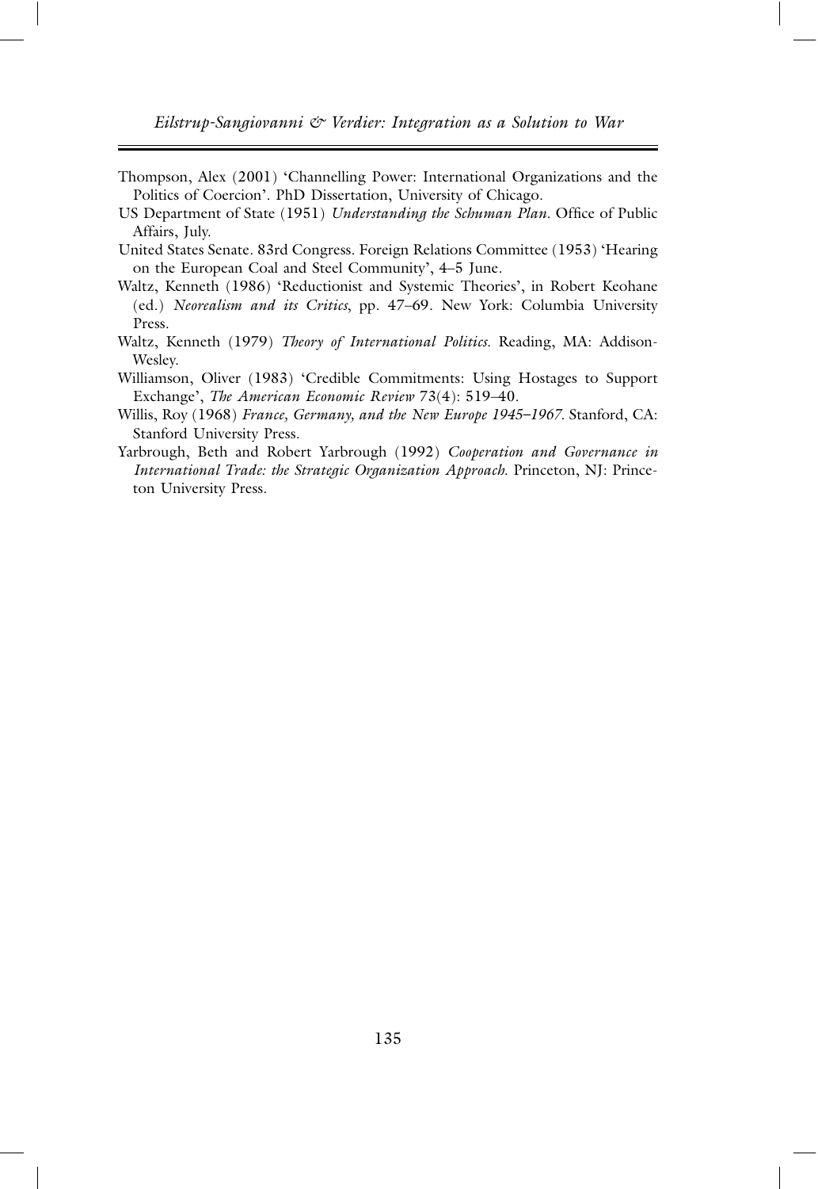Thompson, Alex (2001) 'Channelling Power: International Organizations and the Politics of Coercion'. PhD Dissertation, University of Chicago.

US Department of State (1951) *Understanding the Schuman Plan*. Office of Public Affairs, July.

United States Senate. 83rd Congress. Foreign Relations Committee (1953) 'Hearing on the European Coal and Steel Community', 4–5 June.

Waltz, Kenneth (1986) 'Reductionist and Systemic Theories', in Robert Keohane (ed.) *Neorealism and its Critics*, pp. 47–69. New York: Columbia University Press.

Waltz, Kenneth (1979) *Theory of International Politics*. Reading, MA: Addison-Wesley.

Williamson, Oliver (1983) 'Credible Commitments: Using Hostages to Support Exchange', *The American Economic Review* 73(4): 519–40.

Willis, Roy (1968) *France, Germany, and the New Europe 1945–1967*. Stanford, CA: Stanford University Press.

Yarbrough, Beth and Robert Yarbrough (1992) *Cooperation and Governance in International Trade: the Strategic Organization Approach*. Princeton, NJ: Princeton University Press.